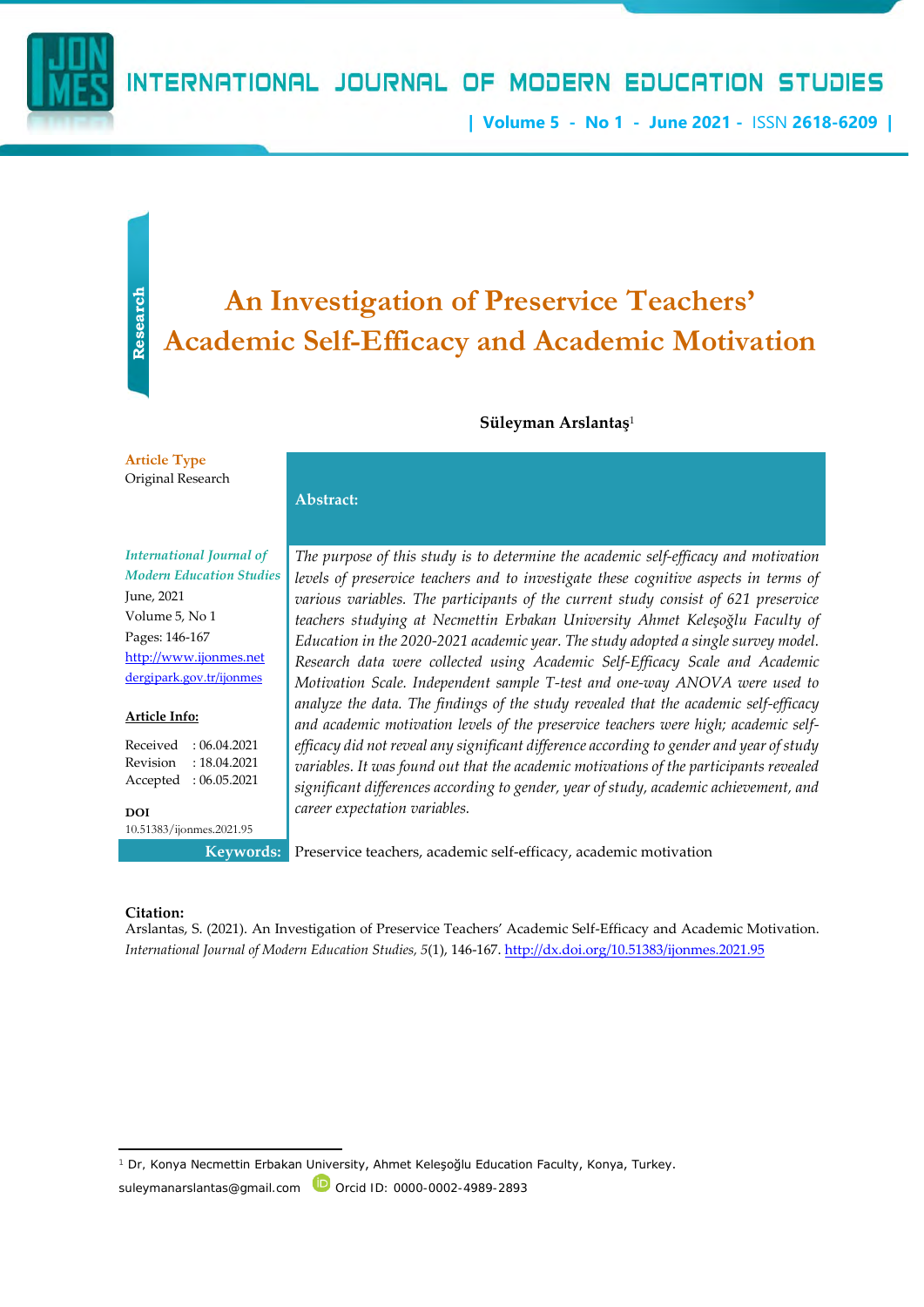Research

# An Investigation of Preservice Teachers' Academic Self-Efficacy and Academic Motivation

**Süleyman Arslantaş**[1]

**Article Type**
Original Research

*International Journal of Modern Education Studies*
June, 2021
Volume 5, No 1
Pages: 146-167
http://www.ijonmes.net
dergipark.gov.tr/ijonmes

**Article Info:**

Received : 06.04.2021
Revision : 18.04.2021
Accepted : 06.05.2021

**DOI**
10.51383/ijonmes.2021.95

**Abstract:**

*The purpose of this study is to determine the academic self-efficacy and motivation levels of preservice teachers and to investigate these cognitive aspects in terms of various variables. The participants of the current study consist of 621 preservice teachers studying at Necmettin Erbakan University Ahmet Keleşoğlu Faculty of Education in the 2020-2021 academic year. The study adopted a single survey model. Research data were collected using Academic Self-Efficacy Scale and Academic Motivation Scale. Independent sample T-test and one-way ANOVA were used to analyze the data. The findings of the study revealed that the academic self-efficacy and academic motivation levels of the preservice teachers were high; academic self-efficacy did not reveal any significant difference according to gender and year of study variables. It was found out that the academic motivations of the participants revealed significant differences according to gender, year of study, academic achievement, and career expectation variables.*

**Keywords:** Preservice teachers, academic self-efficacy, academic motivation

**Citation:**
Arslantas, S. (2021). An Investigation of Preservice Teachers' Academic Self-Efficacy and Academic Motivation. *International Journal of Modern Education Studies, 5*(1), 146-167. http://dx.doi.org/10.51383/ijonmes.2021.95

[1] Dr, Konya Necmettin Erbakan University, Ahmet Keleşoğlu Education Faculty, Konya, Turkey. suleymanarslantas@gmail.com Orcid ID: 0000-0002-4989-2893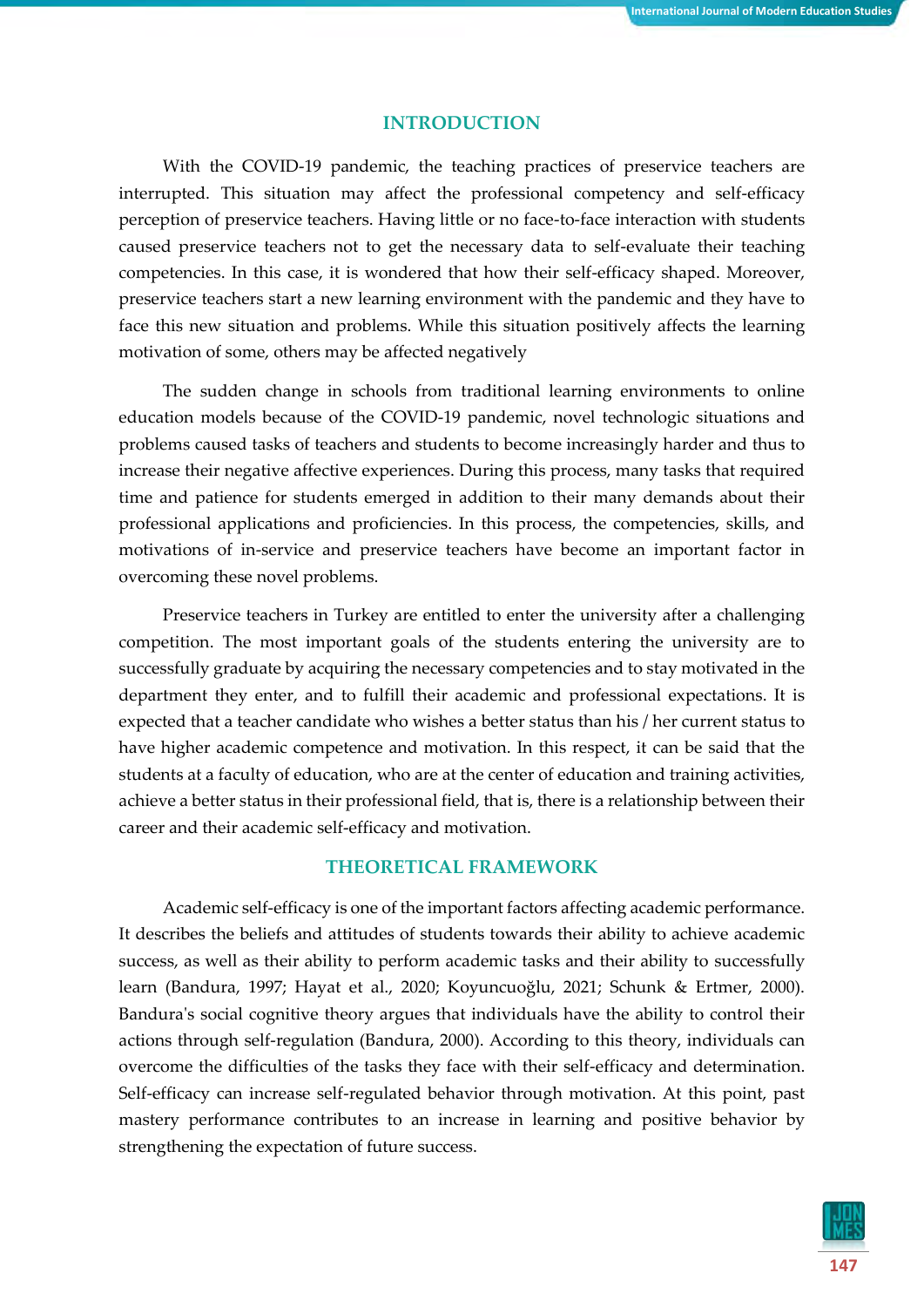## INTRODUCTION

With the COVID-19 pandemic, the teaching practices of preservice teachers are interrupted. This situation may affect the professional competency and self-efficacy perception of preservice teachers. Having little or no face-to-face interaction with students caused preservice teachers not to get the necessary data to self-evaluate their teaching competencies. In this case, it is wondered that how their self-efficacy shaped. Moreover, preservice teachers start a new learning environment with the pandemic and they have to face this new situation and problems. While this situation positively affects the learning motivation of some, others may be affected negatively

The sudden change in schools from traditional learning environments to online education models because of the COVID-19 pandemic, novel technologic situations and problems caused tasks of teachers and students to become increasingly harder and thus to increase their negative affective experiences. During this process, many tasks that required time and patience for students emerged in addition to their many demands about their professional applications and proficiencies. In this process, the competencies, skills, and motivations of in-service and preservice teachers have become an important factor in overcoming these novel problems.

Preservice teachers in Turkey are entitled to enter the university after a challenging competition. The most important goals of the students entering the university are to successfully graduate by acquiring the necessary competencies and to stay motivated in the department they enter, and to fulfill their academic and professional expectations. It is expected that a teacher candidate who wishes a better status than his / her current status to have higher academic competence and motivation. In this respect, it can be said that the students at a faculty of education, who are at the center of education and training activities, achieve a better status in their professional field, that is, there is a relationship between their career and their academic self-efficacy and motivation.

## THEORETICAL FRAMEWORK

Academic self-efficacy is one of the important factors affecting academic performance. It describes the beliefs and attitudes of students towards their ability to achieve academic success, as well as their ability to perform academic tasks and their ability to successfully learn (Bandura, 1997; Hayat et al., 2020; Koyuncuoğlu, 2021; Schunk & Ertmer, 2000). Bandura's social cognitive theory argues that individuals have the ability to control their actions through self-regulation (Bandura, 2000). According to this theory, individuals can overcome the difficulties of the tasks they face with their self-efficacy and determination. Self-efficacy can increase self-regulated behavior through motivation. At this point, past mastery performance contributes to an increase in learning and positive behavior by strengthening the expectation of future success.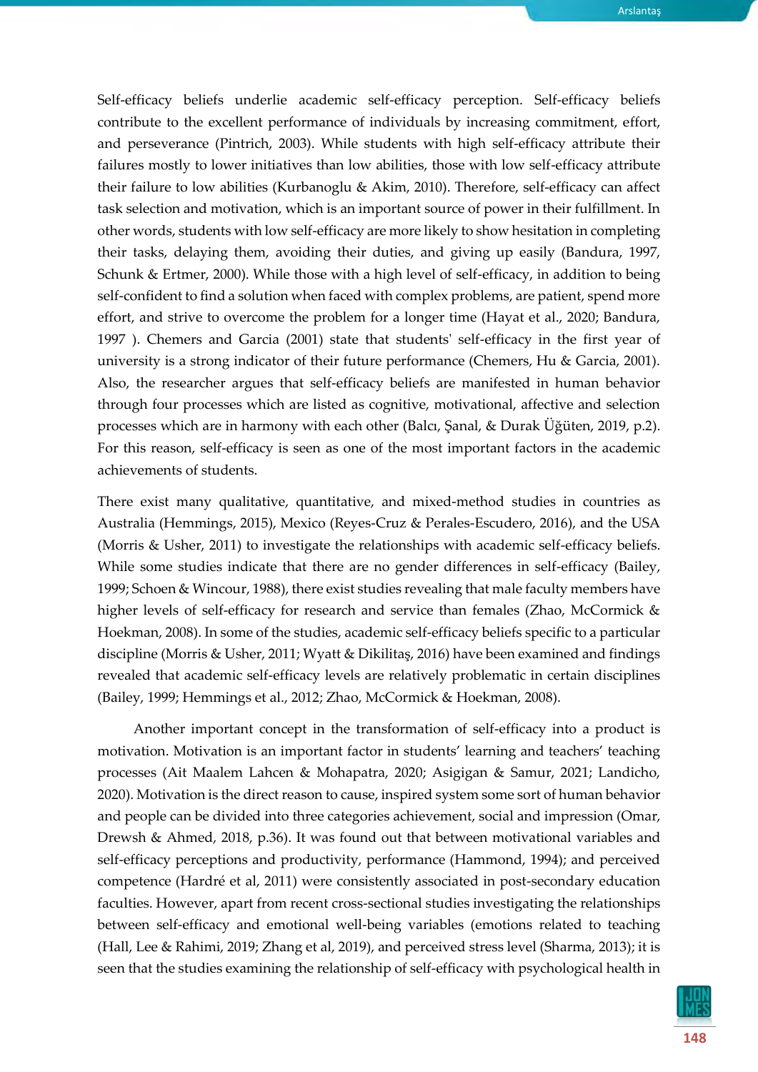Self-efficacy beliefs underlie academic self-efficacy perception. Self-efficacy beliefs contribute to the excellent performance of individuals by increasing commitment, effort, and perseverance (Pintrich, 2003). While students with high self-efficacy attribute their failures mostly to lower initiatives than low abilities, those with low self-efficacy attribute their failure to low abilities (Kurbanoglu & Akim, 2010). Therefore, self-efficacy can affect task selection and motivation, which is an important source of power in their fulfillment. In other words, students with low self-efficacy are more likely to show hesitation in completing their tasks, delaying them, avoiding their duties, and giving up easily (Bandura, 1997, Schunk & Ertmer, 2000). While those with a high level of self-efficacy, in addition to being self-confident to find a solution when faced with complex problems, are patient, spend more effort, and strive to overcome the problem for a longer time (Hayat et al., 2020; Bandura, 1997 ). Chemers and Garcia (2001) state that students' self-efficacy in the first year of university is a strong indicator of their future performance (Chemers, Hu & Garcia, 2001). Also, the researcher argues that self-efficacy beliefs are manifested in human behavior through four processes which are listed as cognitive, motivational, affective and selection processes which are in harmony with each other (Balcı, Şanal, & Durak Üğüten, 2019, p.2). For this reason, self-efficacy is seen as one of the most important factors in the academic achievements of students.

There exist many qualitative, quantitative, and mixed-method studies in countries as Australia (Hemmings, 2015), Mexico (Reyes-Cruz & Perales-Escudero, 2016), and the USA (Morris & Usher, 2011) to investigate the relationships with academic self-efficacy beliefs. While some studies indicate that there are no gender differences in self-efficacy (Bailey, 1999; Schoen & Wincour, 1988), there exist studies revealing that male faculty members have higher levels of self-efficacy for research and service than females (Zhao, McCormick & Hoekman, 2008). In some of the studies, academic self-efficacy beliefs specific to a particular discipline (Morris & Usher, 2011; Wyatt & Dikilitaş, 2016) have been examined and findings revealed that academic self-efficacy levels are relatively problematic in certain disciplines (Bailey, 1999; Hemmings et al., 2012; Zhao, McCormick & Hoekman, 2008).

Another important concept in the transformation of self-efficacy into a product is motivation. Motivation is an important factor in students' learning and teachers' teaching processes (Ait Maalem Lahcen & Mohapatra, 2020; Asigigan & Samur, 2021; Landicho, 2020). Motivation is the direct reason to cause, inspired system some sort of human behavior and people can be divided into three categories achievement, social and impression (Omar, Drewsh & Ahmed, 2018, p.36). It was found out that between motivational variables and self-efficacy perceptions and productivity, performance (Hammond, 1994); and perceived competence (Hardré et al, 2011) were consistently associated in post-secondary education faculties. However, apart from recent cross-sectional studies investigating the relationships between self-efficacy and emotional well-being variables (emotions related to teaching (Hall, Lee & Rahimi, 2019; Zhang et al, 2019), and perceived stress level (Sharma, 2013); it is seen that the studies examining the relationship of self-efficacy with psychological health in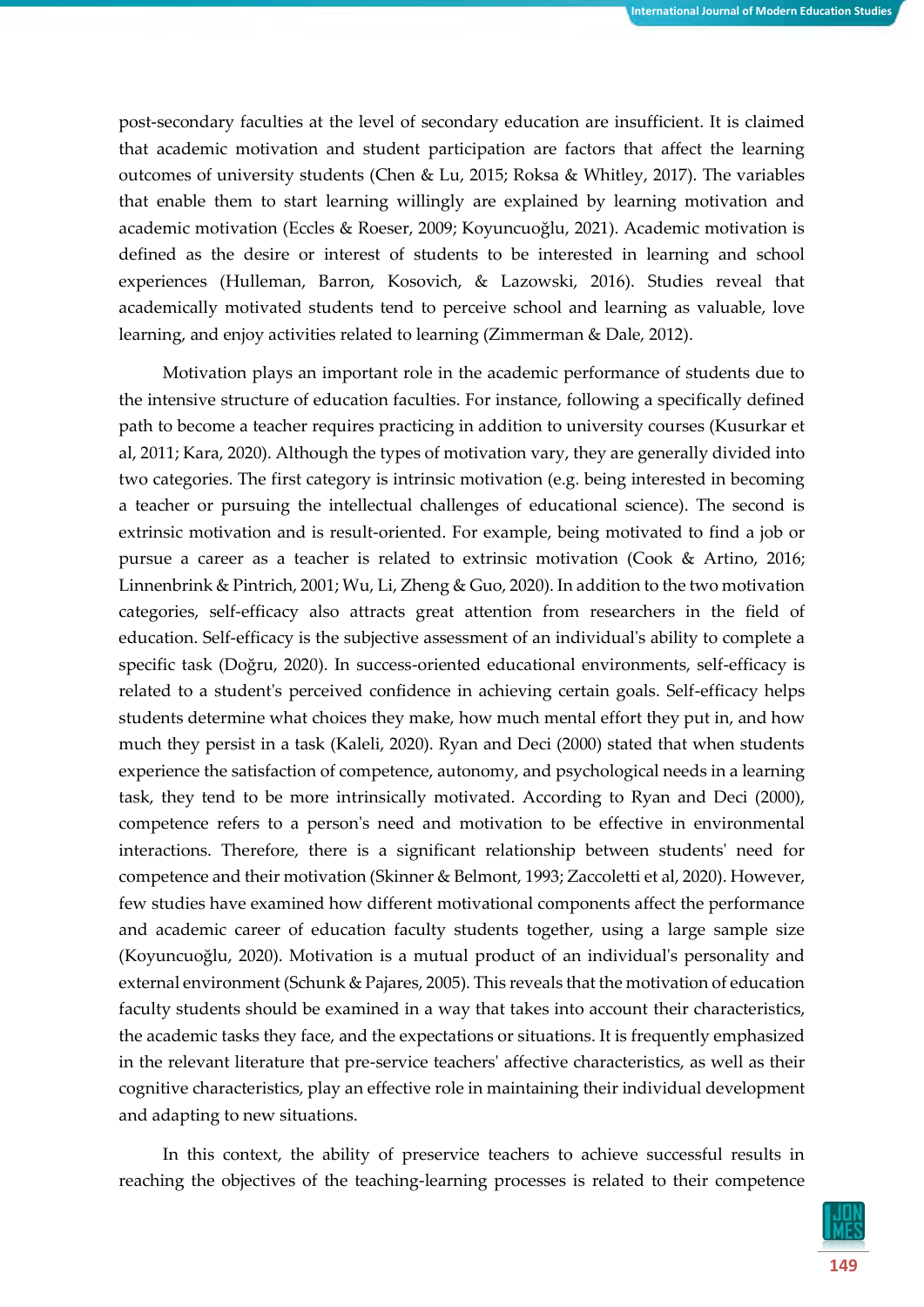post-secondary faculties at the level of secondary education are insufficient. It is claimed that academic motivation and student participation are factors that affect the learning outcomes of university students (Chen & Lu, 2015; Roksa & Whitley, 2017). The variables that enable them to start learning willingly are explained by learning motivation and academic motivation (Eccles & Roeser, 2009; Koyuncuoğlu, 2021). Academic motivation is defined as the desire or interest of students to be interested in learning and school experiences (Hulleman, Barron, Kosovich, & Lazowski, 2016). Studies reveal that academically motivated students tend to perceive school and learning as valuable, love learning, and enjoy activities related to learning (Zimmerman & Dale, 2012).

Motivation plays an important role in the academic performance of students due to the intensive structure of education faculties. For instance, following a specifically defined path to become a teacher requires practicing in addition to university courses (Kusurkar et al, 2011; Kara, 2020). Although the types of motivation vary, they are generally divided into two categories. The first category is intrinsic motivation (e.g. being interested in becoming a teacher or pursuing the intellectual challenges of educational science). The second is extrinsic motivation and is result-oriented. For example, being motivated to find a job or pursue a career as a teacher is related to extrinsic motivation (Cook & Artino, 2016; Linnenbrink & Pintrich, 2001; Wu, Li, Zheng & Guo, 2020). In addition to the two motivation categories, self-efficacy also attracts great attention from researchers in the field of education. Self-efficacy is the subjective assessment of an individual's ability to complete a specific task (Doğru, 2020). In success-oriented educational environments, self-efficacy is related to a student's perceived confidence in achieving certain goals. Self-efficacy helps students determine what choices they make, how much mental effort they put in, and how much they persist in a task (Kaleli, 2020). Ryan and Deci (2000) stated that when students experience the satisfaction of competence, autonomy, and psychological needs in a learning task, they tend to be more intrinsically motivated. According to Ryan and Deci (2000), competence refers to a person's need and motivation to be effective in environmental interactions. Therefore, there is a significant relationship between students' need for competence and their motivation (Skinner & Belmont, 1993; Zaccoletti et al, 2020). However, few studies have examined how different motivational components affect the performance and academic career of education faculty students together, using a large sample size (Koyuncuoğlu, 2020). Motivation is a mutual product of an individual's personality and external environment (Schunk & Pajares, 2005). This reveals that the motivation of education faculty students should be examined in a way that takes into account their characteristics, the academic tasks they face, and the expectations or situations. It is frequently emphasized in the relevant literature that pre-service teachers' affective characteristics, as well as their cognitive characteristics, play an effective role in maintaining their individual development and adapting to new situations.

In this context, the ability of preservice teachers to achieve successful results in reaching the objectives of the teaching-learning processes is related to their competence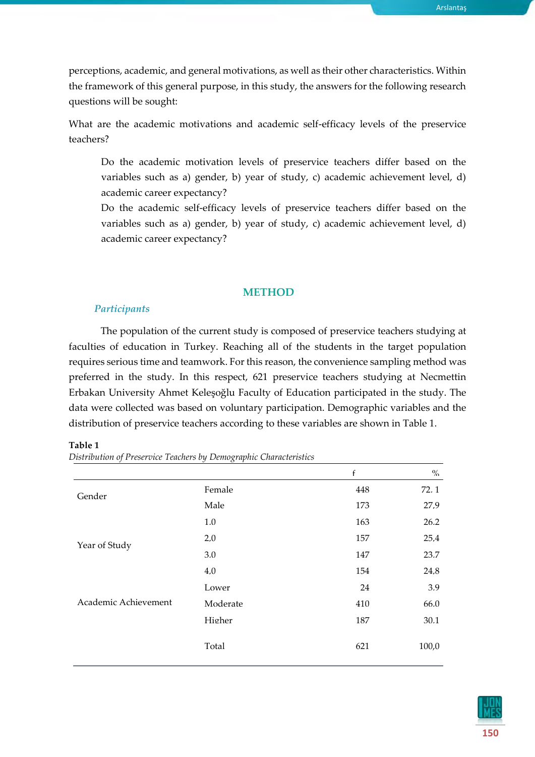perceptions, academic, and general motivations, as well as their other characteristics. Within the framework of this general purpose, in this study, the answers for the following research questions will be sought:

What are the academic motivations and academic self-efficacy levels of the preservice teachers?

> Do the academic motivation levels of preservice teachers differ based on the variables such as a) gender, b) year of study, c) academic achievement level, d) academic career expectancy?
>
> Do the academic self-efficacy levels of preservice teachers differ based on the variables such as a) gender, b) year of study, c) academic achievement level, d) academic career expectancy?

## METHOD

### *Participants*

The population of the current study is composed of preservice teachers studying at faculties of education in Turkey. Reaching all of the students in the target population requires serious time and teamwork. For this reason, the convenience sampling method was preferred in the study. In this respect, 621 preservice teachers studying at Necmettin Erbakan University Ahmet Keleşoğlu Faculty of Education participated in the study. The data were collected was based on voluntary participation. Demographic variables and the distribution of preservice teachers according to these variables are shown in Table 1.

**Table 1**

*Distribution of Preservice Teachers by Demographic Characteristics*

| | | f | % |
|---|---|---|---|
| Gender | Female | 448 | 72. 1 |
| | Male | 173 | 27,9 |
| Year of Study | 1.0 | 163 | 26.2 |
| | 2,0 | 157 | 25,4 |
| | 3.0 | 147 | 23.7 |
| | 4,0 | 154 | 24,8 |
| Academic Achievement | Lower | 24 | 3.9 |
| | Moderate | 410 | 66.0 |
| | Higher | 187 | 30.1 |
| | Total | 621 | 100,0 |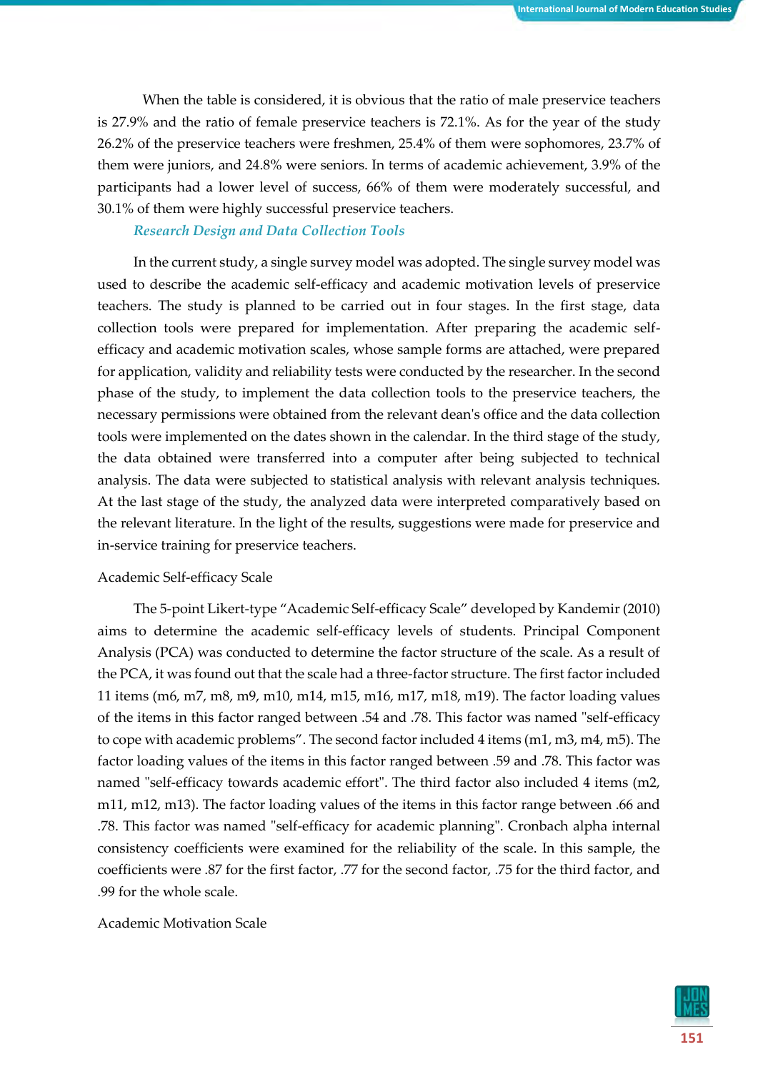When the table is considered, it is obvious that the ratio of male preservice teachers is 27.9% and the ratio of female preservice teachers is 72.1%. As for the year of the study 26.2% of the preservice teachers were freshmen, 25.4% of them were sophomores, 23.7% of them were juniors, and 24.8% were seniors. In terms of academic achievement, 3.9% of the participants had a lower level of success, 66% of them were moderately successful, and 30.1% of them were highly successful preservice teachers.

### *Research Design and Data Collection Tools*

In the current study, a single survey model was adopted. The single survey model was used to describe the academic self-efficacy and academic motivation levels of preservice teachers. The study is planned to be carried out in four stages. In the first stage, data collection tools were prepared for implementation. After preparing the academic self-efficacy and academic motivation scales, whose sample forms are attached, were prepared for application, validity and reliability tests were conducted by the researcher. In the second phase of the study, to implement the data collection tools to the preservice teachers, the necessary permissions were obtained from the relevant dean's office and the data collection tools were implemented on the dates shown in the calendar. In the third stage of the study, the data obtained were transferred into a computer after being subjected to technical analysis. The data were subjected to statistical analysis with relevant analysis techniques. At the last stage of the study, the analyzed data were interpreted comparatively based on the relevant literature. In the light of the results, suggestions were made for preservice and in-service training for preservice teachers.

#### Academic Self-efficacy Scale

The 5-point Likert-type "Academic Self-efficacy Scale" developed by Kandemir (2010) aims to determine the academic self-efficacy levels of students. Principal Component Analysis (PCA) was conducted to determine the factor structure of the scale. As a result of the PCA, it was found out that the scale had a three-factor structure. The first factor included 11 items (m6, m7, m8, m9, m10, m14, m15, m16, m17, m18, m19). The factor loading values of the items in this factor ranged between .54 and .78. This factor was named "self-efficacy to cope with academic problems". The second factor included 4 items (m1, m3, m4, m5). The factor loading values of the items in this factor ranged between .59 and .78. This factor was named "self-efficacy towards academic effort". The third factor also included 4 items (m2, m11, m12, m13). The factor loading values of the items in this factor range between .66 and .78. This factor was named "self-efficacy for academic planning". Cronbach alpha internal consistency coefficients were examined for the reliability of the scale. In this sample, the coefficients were .87 for the first factor, .77 for the second factor, .75 for the third factor, and .99 for the whole scale.

#### Academic Motivation Scale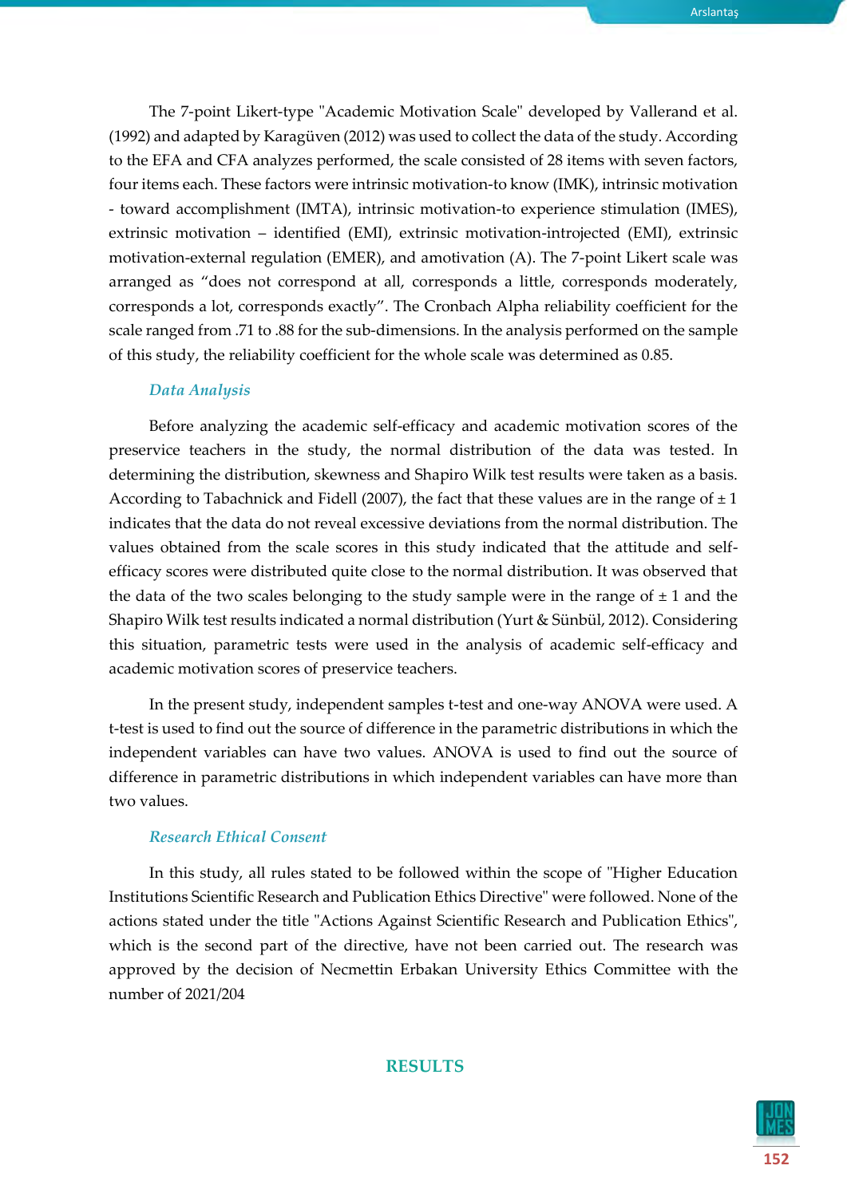The 7-point Likert-type "Academic Motivation Scale" developed by Vallerand et al. (1992) and adapted by Karagüven (2012) was used to collect the data of the study. According to the EFA and CFA analyzes performed, the scale consisted of 28 items with seven factors, four items each. These factors were intrinsic motivation-to know (IMK), intrinsic motivation - toward accomplishment (IMTA), intrinsic motivation-to experience stimulation (IMES), extrinsic motivation – identified (EMI), extrinsic motivation-introjected (EMI), extrinsic motivation-external regulation (EMER), and amotivation (A). The 7-point Likert scale was arranged as "does not correspond at all, corresponds a little, corresponds moderately, corresponds a lot, corresponds exactly". The Cronbach Alpha reliability coefficient for the scale ranged from .71 to .88 for the sub-dimensions. In the analysis performed on the sample of this study, the reliability coefficient for the whole scale was determined as 0.85.

### *Data Analysis*

Before analyzing the academic self-efficacy and academic motivation scores of the preservice teachers in the study, the normal distribution of the data was tested. In determining the distribution, skewness and Shapiro Wilk test results were taken as a basis. According to Tabachnick and Fidell (2007), the fact that these values are in the range of ± 1 indicates that the data do not reveal excessive deviations from the normal distribution. The values obtained from the scale scores in this study indicated that the attitude and self-efficacy scores were distributed quite close to the normal distribution. It was observed that the data of the two scales belonging to the study sample were in the range of ± 1 and the Shapiro Wilk test results indicated a normal distribution (Yurt & Sünbül, 2012). Considering this situation, parametric tests were used in the analysis of academic self-efficacy and academic motivation scores of preservice teachers.

In the present study, independent samples t-test and one-way ANOVA were used. A t-test is used to find out the source of difference in the parametric distributions in which the independent variables can have two values. ANOVA is used to find out the source of difference in parametric distributions in which independent variables can have more than two values.

### *Research Ethical Consent*

In this study, all rules stated to be followed within the scope of "Higher Education Institutions Scientific Research and Publication Ethics Directive" were followed. None of the actions stated under the title "Actions Against Scientific Research and Publication Ethics", which is the second part of the directive, have not been carried out. The research was approved by the decision of Necmettin Erbakan University Ethics Committee with the number of 2021/204

## RESULTS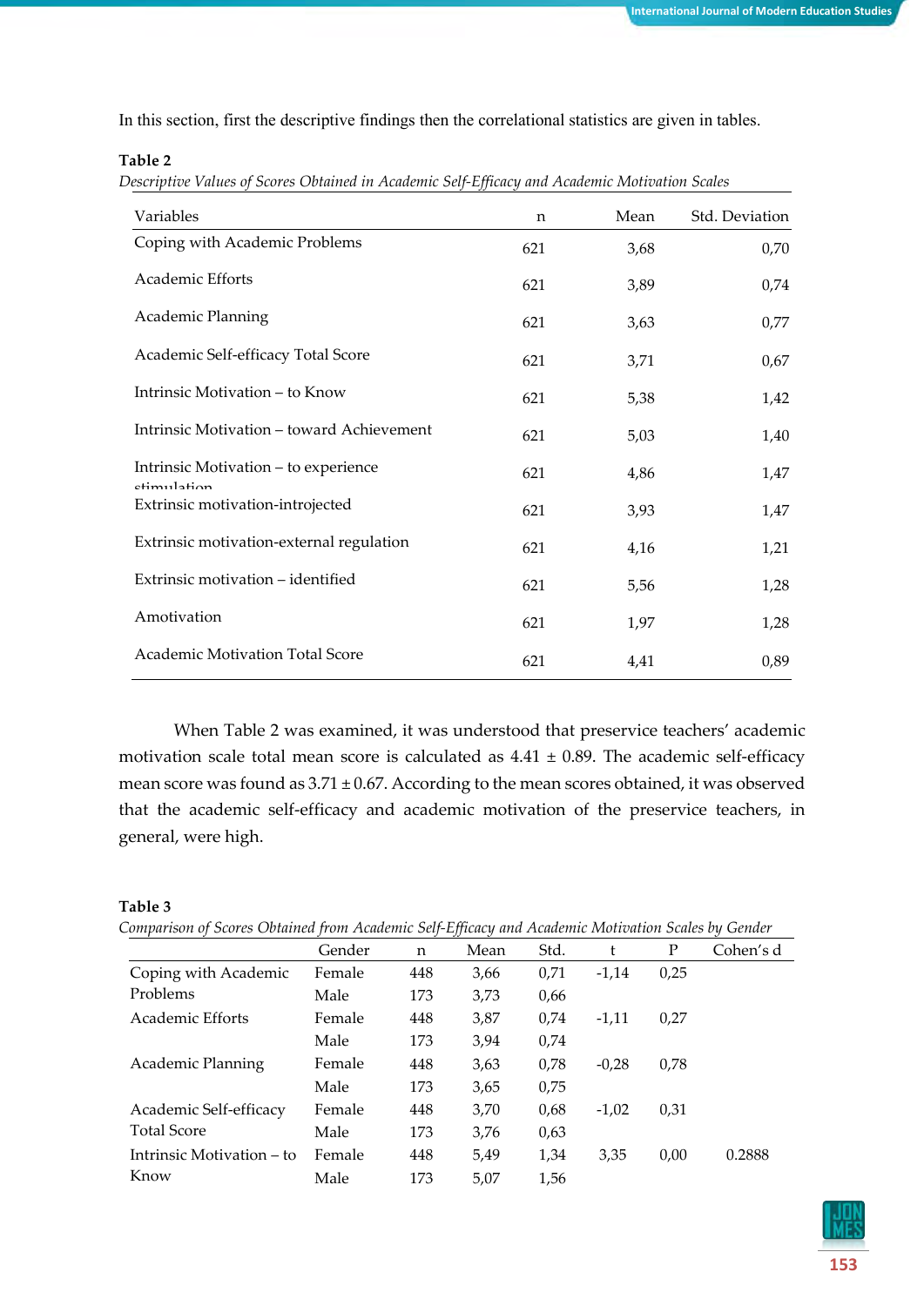In this section, first the descriptive findings then the correlational statistics are given in tables.

**Table 2**

*Descriptive Values of Scores Obtained in Academic Self-Efficacy and Academic Motivation Scales*

| Variables | n | Mean | Std. Deviation |
|---|---|---|---|
| Coping with Academic Problems | 621 | 3,68 | 0,70 |
| Academic Efforts | 621 | 3,89 | 0,74 |
| Academic Planning | 621 | 3,63 | 0,77 |
| Academic Self-efficacy Total Score | 621 | 3,71 | 0,67 |
| Intrinsic Motivation – to Know | 621 | 5,38 | 1,42 |
| Intrinsic Motivation – toward Achievement | 621 | 5,03 | 1,40 |
| Intrinsic Motivation – to experience stimulation | 621 | 4,86 | 1,47 |
| Extrinsic motivation-introjected | 621 | 3,93 | 1,47 |
| Extrinsic motivation-external regulation | 621 | 4,16 | 1,21 |
| Extrinsic motivation – identified | 621 | 5,56 | 1,28 |
| Amotivation | 621 | 1,97 | 1,28 |
| Academic Motivation Total Score | 621 | 4,41 | 0,89 |

When Table 2 was examined, it was understood that preservice teachers' academic motivation scale total mean score is calculated as 4.41 ± 0.89. The academic self-efficacy mean score was found as 3.71 ± 0.67. According to the mean scores obtained, it was observed that the academic self-efficacy and academic motivation of the preservice teachers, in general, were high.

**Table 3**

*Comparison of Scores Obtained from Academic Self-Efficacy and Academic Motivation Scales by Gender*

| | Gender | n | Mean | Std. | t | P | Cohen's d |
|---|---|---|---|---|---|---|---|
| Coping with Academic Problems | Female | 448 | 3,66 | 0,71 | -1,14 | 0,25 | |
| | Male | 173 | 3,73 | 0,66 | | | |
| Academic Efforts | Female | 448 | 3,87 | 0,74 | -1,11 | 0,27 | |
| | Male | 173 | 3,94 | 0,74 | | | |
| Academic Planning | Female | 448 | 3,63 | 0,78 | -0,28 | 0,78 | |
| | Male | 173 | 3,65 | 0,75 | | | |
| Academic Self-efficacy Total Score | Female | 448 | 3,70 | 0,68 | -1,02 | 0,31 | |
| | Male | 173 | 3,76 | 0,63 | | | |
| Intrinsic Motivation – to Know | Female | 448 | 5,49 | 1,34 | 3,35 | 0,00 | 0.2888 |
| | Male | 173 | 5,07 | 1,56 | | | |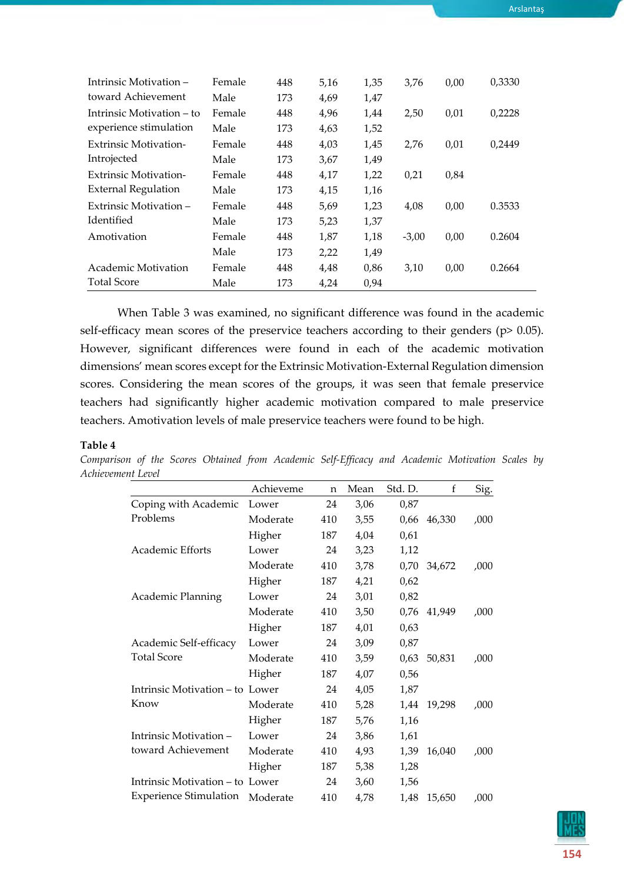| | | | | | | | |
|---|---|---|---|---|---|---|---|
| Intrinsic Motivation – toward Achievement | Female | 448 | 5,16 | 1,35 | 3,76 | 0,00 | 0,3330 |
| | Male | 173 | 4,69 | 1,47 | | | |
| Intrinsic Motivation – to experience stimulation | Female | 448 | 4,96 | 1,44 | 2,50 | 0,01 | 0,2228 |
| | Male | 173 | 4,63 | 1,52 | | | |
| Extrinsic Motivation-Introjected | Female | 448 | 4,03 | 1,45 | 2,76 | 0,01 | 0,2449 |
| | Male | 173 | 3,67 | 1,49 | | | |
| Extrinsic Motivation-External Regulation | Female | 448 | 4,17 | 1,22 | 0,21 | 0,84 | |
| | Male | 173 | 4,15 | 1,16 | | | |
| Extrinsic Motivation – Identified | Female | 448 | 5,69 | 1,23 | 4,08 | 0,00 | 0.3533 |
| | Male | 173 | 5,23 | 1,37 | | | |
| Amotivation | Female | 448 | 1,87 | 1,18 | -3,00 | 0,00 | 0.2604 |
| | Male | 173 | 2,22 | 1,49 | | | |
| Academic Motivation Total Score | Female | 448 | 4,48 | 0,86 | 3,10 | 0,00 | 0.2664 |
| | Male | 173 | 4,24 | 0,94 | | | |

When Table 3 was examined, no significant difference was found in the academic self-efficacy mean scores of the preservice teachers according to their genders (p> 0.05). However, significant differences were found in each of the academic motivation dimensions' mean scores except for the Extrinsic Motivation-External Regulation dimension scores. Considering the mean scores of the groups, it was seen that female preservice teachers had significantly higher academic motivation compared to male preservice teachers. Amotivation levels of male preservice teachers were found to be high.

**Table 4**

*Comparison of the Scores Obtained from Academic Self-Efficacy and Academic Motivation Scales by Achievement Level*

| | Achieveme | n | Mean | Std. D. | f | Sig. |
|---|---|---|---|---|---|---|
| Coping with Academic Problems | Lower | 24 | 3,06 | 0,87 | | |
| | Moderate | 410 | 3,55 | 0,66 | 46,330 | ,000 |
| | Higher | 187 | 4,04 | 0,61 | | |
| Academic Efforts | Lower | 24 | 3,23 | 1,12 | | |
| | Moderate | 410 | 3,78 | 0,70 | 34,672 | ,000 |
| | Higher | 187 | 4,21 | 0,62 | | |
| Academic Planning | Lower | 24 | 3,01 | 0,82 | | |
| | Moderate | 410 | 3,50 | 0,76 | 41,949 | ,000 |
| | Higher | 187 | 4,01 | 0,63 | | |
| Academic Self-efficacy Total Score | Lower | 24 | 3,09 | 0,87 | | |
| | Moderate | 410 | 3,59 | 0,63 | 50,831 | ,000 |
| | Higher | 187 | 4,07 | 0,56 | | |
| Intrinsic Motivation – to Know | Lower | 24 | 4,05 | 1,87 | | |
| | Moderate | 410 | 5,28 | 1,44 | 19,298 | ,000 |
| | Higher | 187 | 5,76 | 1,16 | | |
| Intrinsic Motivation – toward Achievement | Lower | 24 | 3,86 | 1,61 | | |
| | Moderate | 410 | 4,93 | 1,39 | 16,040 | ,000 |
| | Higher | 187 | 5,38 | 1,28 | | |
| Intrinsic Motivation – to Experience Stimulation | Lower | 24 | 3,60 | 1,56 | | |
| | Moderate | 410 | 4,78 | 1,48 | 15,650 | ,000 |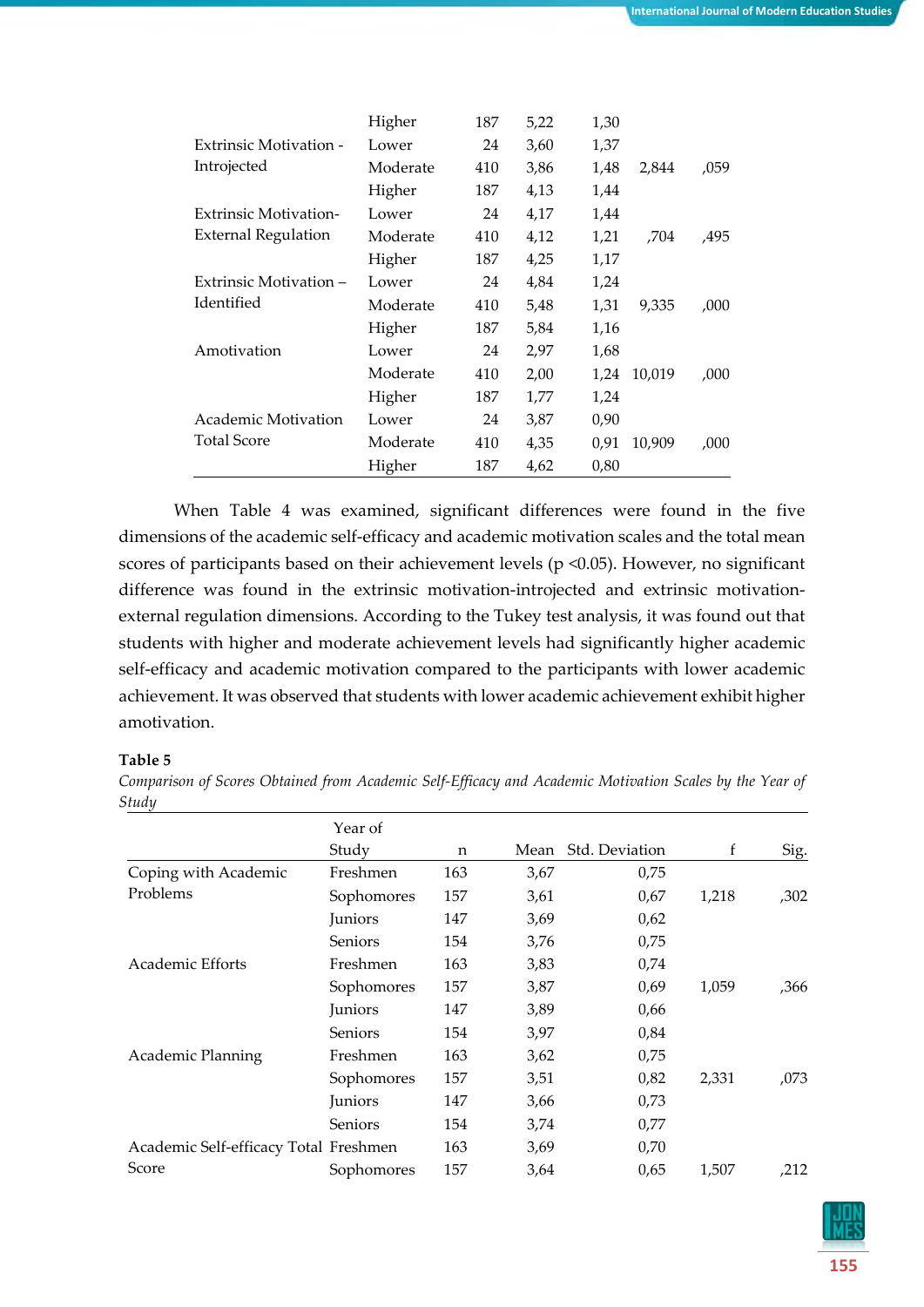| | | | | | | |
|---|---|---|---|---|---|---|
| | Higher | 187 | 5,22 | 1,30 | | |
| Extrinsic Motivation - Introjected | Lower | 24 | 3,60 | 1,37 | | |
| | Moderate | 410 | 3,86 | 1,48 | 2,844 | ,059 |
| | Higher | 187 | 4,13 | 1,44 | | |
| Extrinsic Motivation-External Regulation | Lower | 24 | 4,17 | 1,44 | | |
| | Moderate | 410 | 4,12 | 1,21 | ,704 | ,495 |
| | Higher | 187 | 4,25 | 1,17 | | |
| Extrinsic Motivation – Identified | Lower | 24 | 4,84 | 1,24 | | |
| | Moderate | 410 | 5,48 | 1,31 | 9,335 | ,000 |
| | Higher | 187 | 5,84 | 1,16 | | |
| Amotivation | Lower | 24 | 2,97 | 1,68 | | |
| | Moderate | 410 | 2,00 | 1,24 | 10,019 | ,000 |
| | Higher | 187 | 1,77 | 1,24 | | |
| Academic Motivation Total Score | Lower | 24 | 3,87 | 0,90 | | |
| | Moderate | 410 | 4,35 | 0,91 | 10,909 | ,000 |
| | Higher | 187 | 4,62 | 0,80 | | |

When Table 4 was examined, significant differences were found in the five dimensions of the academic self-efficacy and academic motivation scales and the total mean scores of participants based on their achievement levels ($p < 0.05$). However, no significant difference was found in the extrinsic motivation-introjected and extrinsic motivation-external regulation dimensions. According to the Tukey test analysis, it was found out that students with higher and moderate achievement levels had significantly higher academic self-efficacy and academic motivation compared to the participants with lower academic achievement. It was observed that students with lower academic achievement exhibit higher amotivation.

**Table 5**

*Comparison of Scores Obtained from Academic Self-Efficacy and Academic Motivation Scales by the Year of Study*

| | Year of Study | n | Mean | Std. Deviation | f | Sig. |
|---|---|---|---|---|---|---|
| Coping with Academic Problems | Freshmen | 163 | 3,67 | 0,75 | | |
| | Sophomores | 157 | 3,61 | 0,67 | 1,218 | ,302 |
| | Juniors | 147 | 3,69 | 0,62 | | |
| | Seniors | 154 | 3,76 | 0,75 | | |
| Academic Efforts | Freshmen | 163 | 3,83 | 0,74 | | |
| | Sophomores | 157 | 3,87 | 0,69 | 1,059 | ,366 |
| | Juniors | 147 | 3,89 | 0,66 | | |
| | Seniors | 154 | 3,97 | 0,84 | | |
| Academic Planning | Freshmen | 163 | 3,62 | 0,75 | | |
| | Sophomores | 157 | 3,51 | 0,82 | 2,331 | ,073 |
| | Juniors | 147 | 3,66 | 0,73 | | |
| | Seniors | 154 | 3,74 | 0,77 | | |
| Academic Self-efficacy Total Score | Freshmen | 163 | 3,69 | 0,70 | | |
| | Sophomores | 157 | 3,64 | 0,65 | 1,507 | ,212 |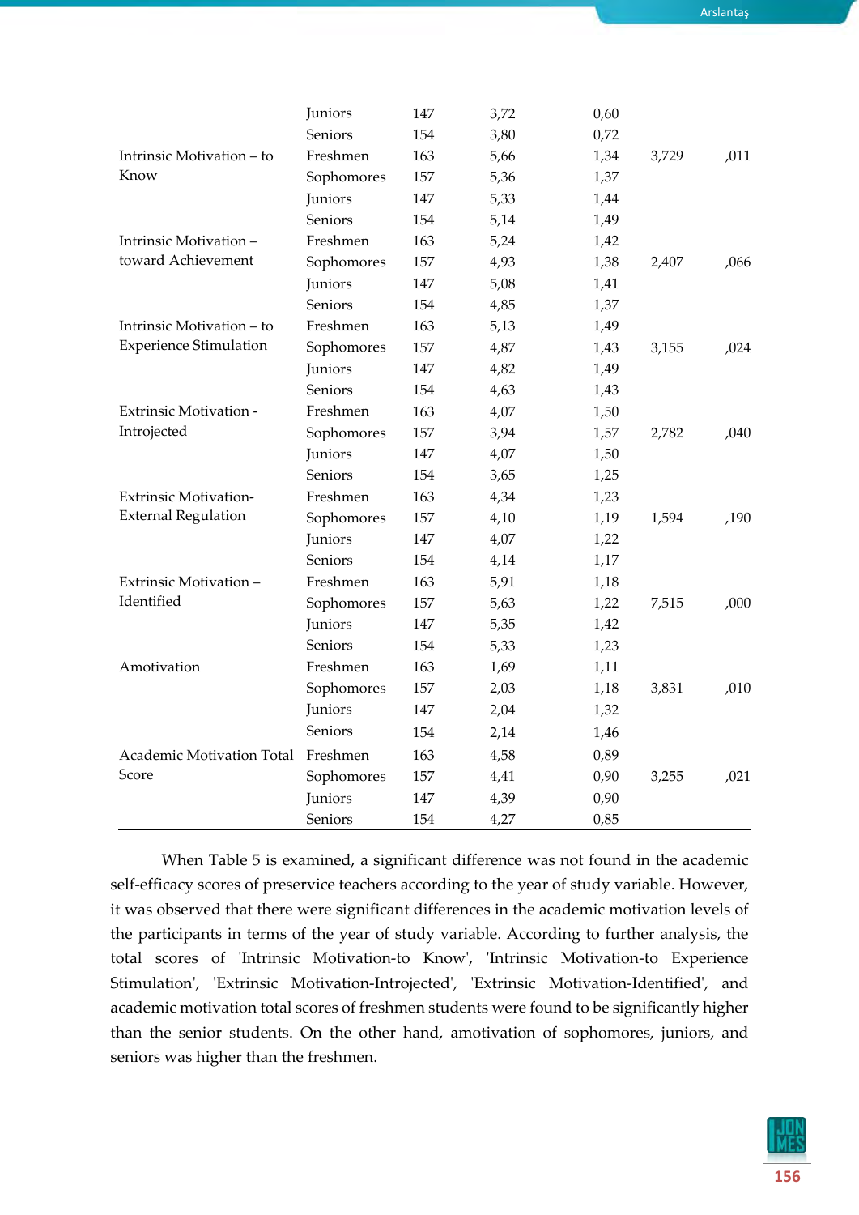|  |  |  |  |  |  |  |
|---|---|---|---|---|---|---|
|  | Juniors | 147 | 3,72 | 0,60 |  |  |
|  | Seniors | 154 | 3,80 | 0,72 |  |  |
| Intrinsic Motivation – to Know | Freshmen | 163 | 5,66 | 1,34 | 3,729 | ,011 |
|  | Sophomores | 157 | 5,36 | 1,37 |  |  |
|  | Juniors | 147 | 5,33 | 1,44 |  |  |
|  | Seniors | 154 | 5,14 | 1,49 |  |  |
| Intrinsic Motivation – toward Achievement | Freshmen | 163 | 5,24 | 1,42 |  |  |
|  | Sophomores | 157 | 4,93 | 1,38 | 2,407 | ,066 |
|  | Juniors | 147 | 5,08 | 1,41 |  |  |
|  | Seniors | 154 | 4,85 | 1,37 |  |  |
| Intrinsic Motivation – to Experience Stimulation | Freshmen | 163 | 5,13 | 1,49 |  |  |
|  | Sophomores | 157 | 4,87 | 1,43 | 3,155 | ,024 |
|  | Juniors | 147 | 4,82 | 1,49 |  |  |
|  | Seniors | 154 | 4,63 | 1,43 |  |  |
| Extrinsic Motivation - Introjected | Freshmen | 163 | 4,07 | 1,50 |  |  |
|  | Sophomores | 157 | 3,94 | 1,57 | 2,782 | ,040 |
|  | Juniors | 147 | 4,07 | 1,50 |  |  |
|  | Seniors | 154 | 3,65 | 1,25 |  |  |
| Extrinsic Motivation- External Regulation | Freshmen | 163 | 4,34 | 1,23 |  |  |
|  | Sophomores | 157 | 4,10 | 1,19 | 1,594 | ,190 |
|  | Juniors | 147 | 4,07 | 1,22 |  |  |
|  | Seniors | 154 | 4,14 | 1,17 |  |  |
| Extrinsic Motivation – Identified | Freshmen | 163 | 5,91 | 1,18 |  |  |
|  | Sophomores | 157 | 5,63 | 1,22 | 7,515 | ,000 |
|  | Juniors | 147 | 5,35 | 1,42 |  |  |
|  | Seniors | 154 | 5,33 | 1,23 |  |  |
| Amotivation | Freshmen | 163 | 1,69 | 1,11 |  |  |
|  | Sophomores | 157 | 2,03 | 1,18 | 3,831 | ,010 |
|  | Juniors | 147 | 2,04 | 1,32 |  |  |
|  | Seniors | 154 | 2,14 | 1,46 |  |  |
| Academic Motivation Total Score | Freshmen | 163 | 4,58 | 0,89 |  |  |
|  | Sophomores | 157 | 4,41 | 0,90 | 3,255 | ,021 |
|  | Juniors | 147 | 4,39 | 0,90 |  |  |
|  | Seniors | 154 | 4,27 | 0,85 |  |  |

When Table 5 is examined, a significant difference was not found in the academic self-efficacy scores of preservice teachers according to the year of study variable. However, it was observed that there were significant differences in the academic motivation levels of the participants in terms of the year of study variable. According to further analysis, the total scores of 'Intrinsic Motivation-to Know', 'Intrinsic Motivation-to Experience Stimulation', 'Extrinsic Motivation-Introjected', 'Extrinsic Motivation-Identified', and academic motivation total scores of freshmen students were found to be significantly higher than the senior students. On the other hand, amotivation of sophomores, juniors, and seniors was higher than the freshmen.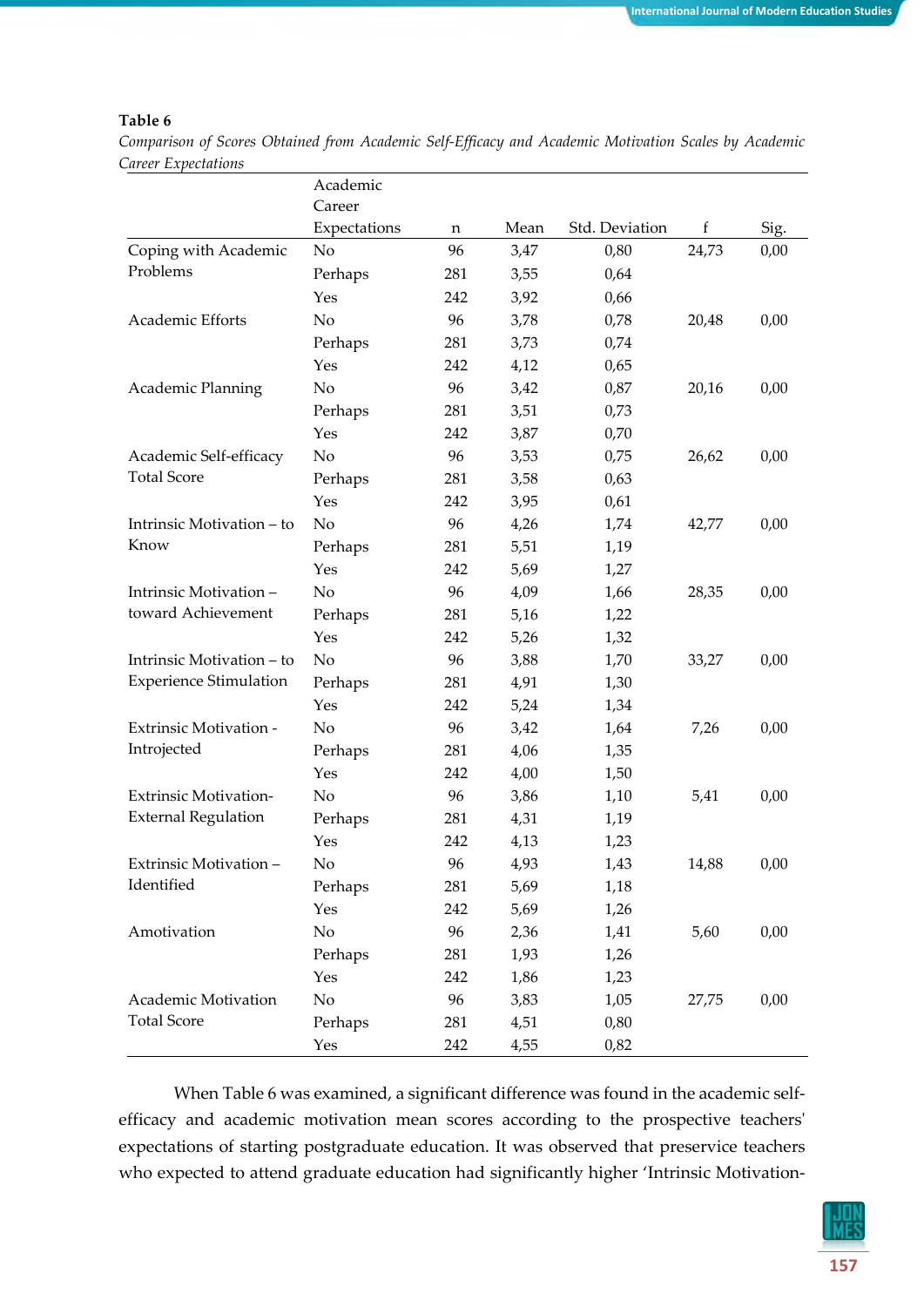**Table 6**

*Comparison of Scores Obtained from Academic Self-Efficacy and Academic Motivation Scales by Academic Career Expectations*

| | Academic Career Expectations | n | Mean | Std. Deviation | f | Sig. |
|---|---|---|---|---|---|---|
| Coping with Academic Problems | No | 96 | 3,47 | 0,80 | 24,73 | 0,00 |
| | Perhaps | 281 | 3,55 | 0,64 | | |
| | Yes | 242 | 3,92 | 0,66 | | |
| Academic Efforts | No | 96 | 3,78 | 0,78 | 20,48 | 0,00 |
| | Perhaps | 281 | 3,73 | 0,74 | | |
| | Yes | 242 | 4,12 | 0,65 | | |
| Academic Planning | No | 96 | 3,42 | 0,87 | 20,16 | 0,00 |
| | Perhaps | 281 | 3,51 | 0,73 | | |
| | Yes | 242 | 3,87 | 0,70 | | |
| Academic Self-efficacy Total Score | No | 96 | 3,53 | 0,75 | 26,62 | 0,00 |
| | Perhaps | 281 | 3,58 | 0,63 | | |
| | Yes | 242 | 3,95 | 0,61 | | |
| Intrinsic Motivation – to Know | No | 96 | 4,26 | 1,74 | 42,77 | 0,00 |
| | Perhaps | 281 | 5,51 | 1,19 | | |
| | Yes | 242 | 5,69 | 1,27 | | |
| Intrinsic Motivation – toward Achievement | No | 96 | 4,09 | 1,66 | 28,35 | 0,00 |
| | Perhaps | 281 | 5,16 | 1,22 | | |
| | Yes | 242 | 5,26 | 1,32 | | |
| Intrinsic Motivation – to Experience Stimulation | No | 96 | 3,88 | 1,70 | 33,27 | 0,00 |
| | Perhaps | 281 | 4,91 | 1,30 | | |
| | Yes | 242 | 5,24 | 1,34 | | |
| Extrinsic Motivation - Introjected | No | 96 | 3,42 | 1,64 | 7,26 | 0,00 |
| | Perhaps | 281 | 4,06 | 1,35 | | |
| | Yes | 242 | 4,00 | 1,50 | | |
| Extrinsic Motivation-External Regulation | No | 96 | 3,86 | 1,10 | 5,41 | 0,00 |
| | Perhaps | 281 | 4,31 | 1,19 | | |
| | Yes | 242 | 4,13 | 1,23 | | |
| Extrinsic Motivation – Identified | No | 96 | 4,93 | 1,43 | 14,88 | 0,00 |
| | Perhaps | 281 | 5,69 | 1,18 | | |
| | Yes | 242 | 5,69 | 1,26 | | |
| Amotivation | No | 96 | 2,36 | 1,41 | 5,60 | 0,00 |
| | Perhaps | 281 | 1,93 | 1,26 | | |
| | Yes | 242 | 1,86 | 1,23 | | |
| Academic Motivation Total Score | No | 96 | 3,83 | 1,05 | 27,75 | 0,00 |
| | Perhaps | 281 | 4,51 | 0,80 | | |
| | Yes | 242 | 4,55 | 0,82 | | |

When Table 6 was examined, a significant difference was found in the academic self-efficacy and academic motivation mean scores according to the prospective teachers' expectations of starting postgraduate education. It was observed that preservice teachers who expected to attend graduate education had significantly higher 'Intrinsic Motivation-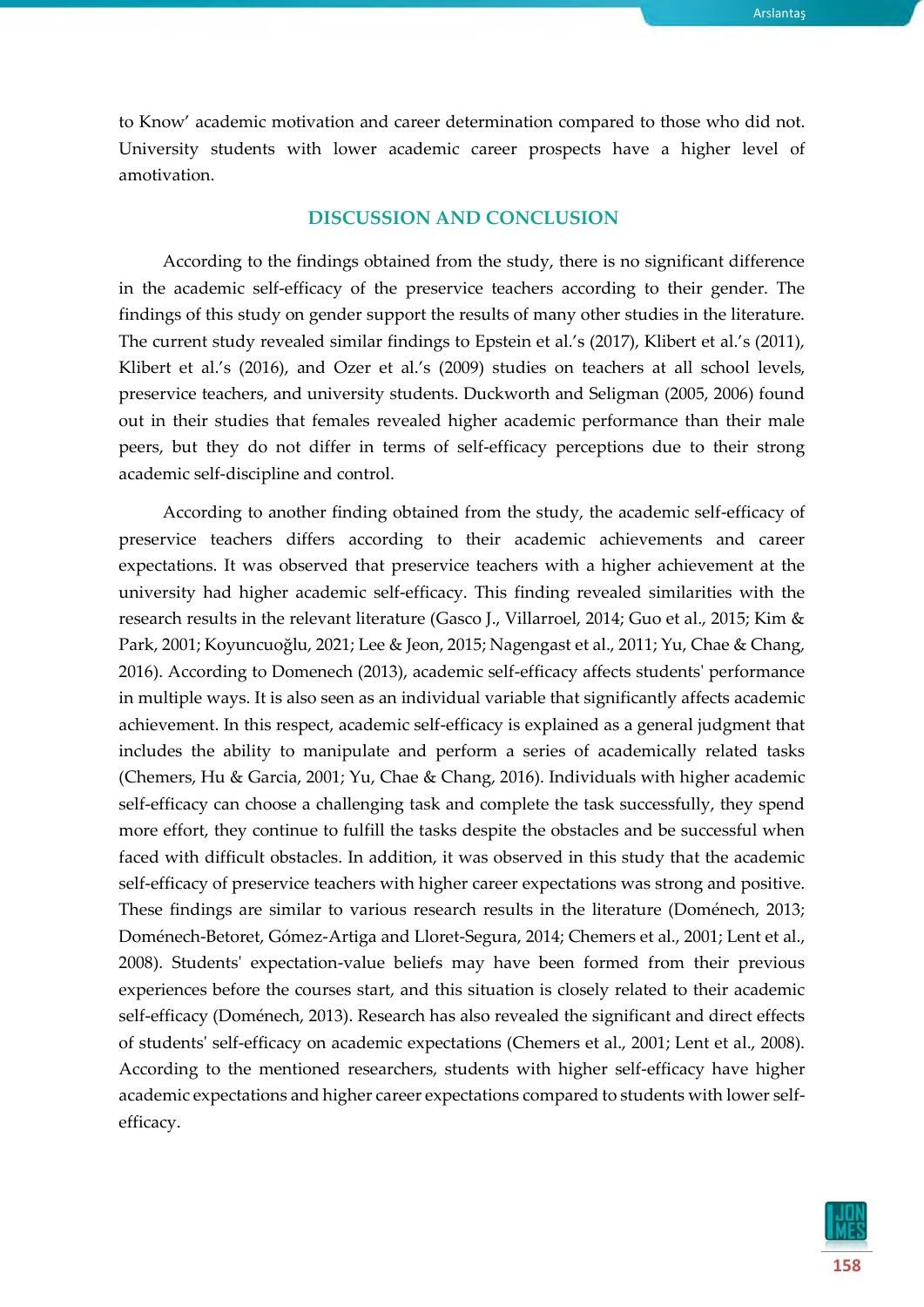to Know' academic motivation and career determination compared to those who did not. University students with lower academic career prospects have a higher level of amotivation.

## DISCUSSION AND CONCLUSION

According to the findings obtained from the study, there is no significant difference in the academic self-efficacy of the preservice teachers according to their gender. The findings of this study on gender support the results of many other studies in the literature. The current study revealed similar findings to Epstein et al.'s (2017), Klibert et al.'s (2011), Klibert et al.'s (2016), and Ozer et al.'s (2009) studies on teachers at all school levels, preservice teachers, and university students. Duckworth and Seligman (2005, 2006) found out in their studies that females revealed higher academic performance than their male peers, but they do not differ in terms of self-efficacy perceptions due to their strong academic self-discipline and control.

According to another finding obtained from the study, the academic self-efficacy of preservice teachers differs according to their academic achievements and career expectations. It was observed that preservice teachers with a higher achievement at the university had higher academic self-efficacy. This finding revealed similarities with the research results in the relevant literature (Gasco J., Villarroel, 2014; Guo et al., 2015; Kim & Park, 2001; Koyuncuoğlu, 2021; Lee & Jeon, 2015; Nagengast et al., 2011; Yu, Chae & Chang, 2016). According to Domenech (2013), academic self-efficacy affects students' performance in multiple ways. It is also seen as an individual variable that significantly affects academic achievement. In this respect, academic self-efficacy is explained as a general judgment that includes the ability to manipulate and perform a series of academically related tasks (Chemers, Hu & Garcia, 2001; Yu, Chae & Chang, 2016). Individuals with higher academic self-efficacy can choose a challenging task and complete the task successfully, they spend more effort, they continue to fulfill the tasks despite the obstacles and be successful when faced with difficult obstacles. In addition, it was observed in this study that the academic self-efficacy of preservice teachers with higher career expectations was strong and positive. These findings are similar to various research results in the literature (Doménech, 2013; Doménech-Betoret, Gómez-Artiga and Lloret-Segura, 2014; Chemers et al., 2001; Lent et al., 2008). Students' expectation-value beliefs may have been formed from their previous experiences before the courses start, and this situation is closely related to their academic self-efficacy (Doménech, 2013). Research has also revealed the significant and direct effects of students' self-efficacy on academic expectations (Chemers et al., 2001; Lent et al., 2008). According to the mentioned researchers, students with higher self-efficacy have higher academic expectations and higher career expectations compared to students with lower self-efficacy.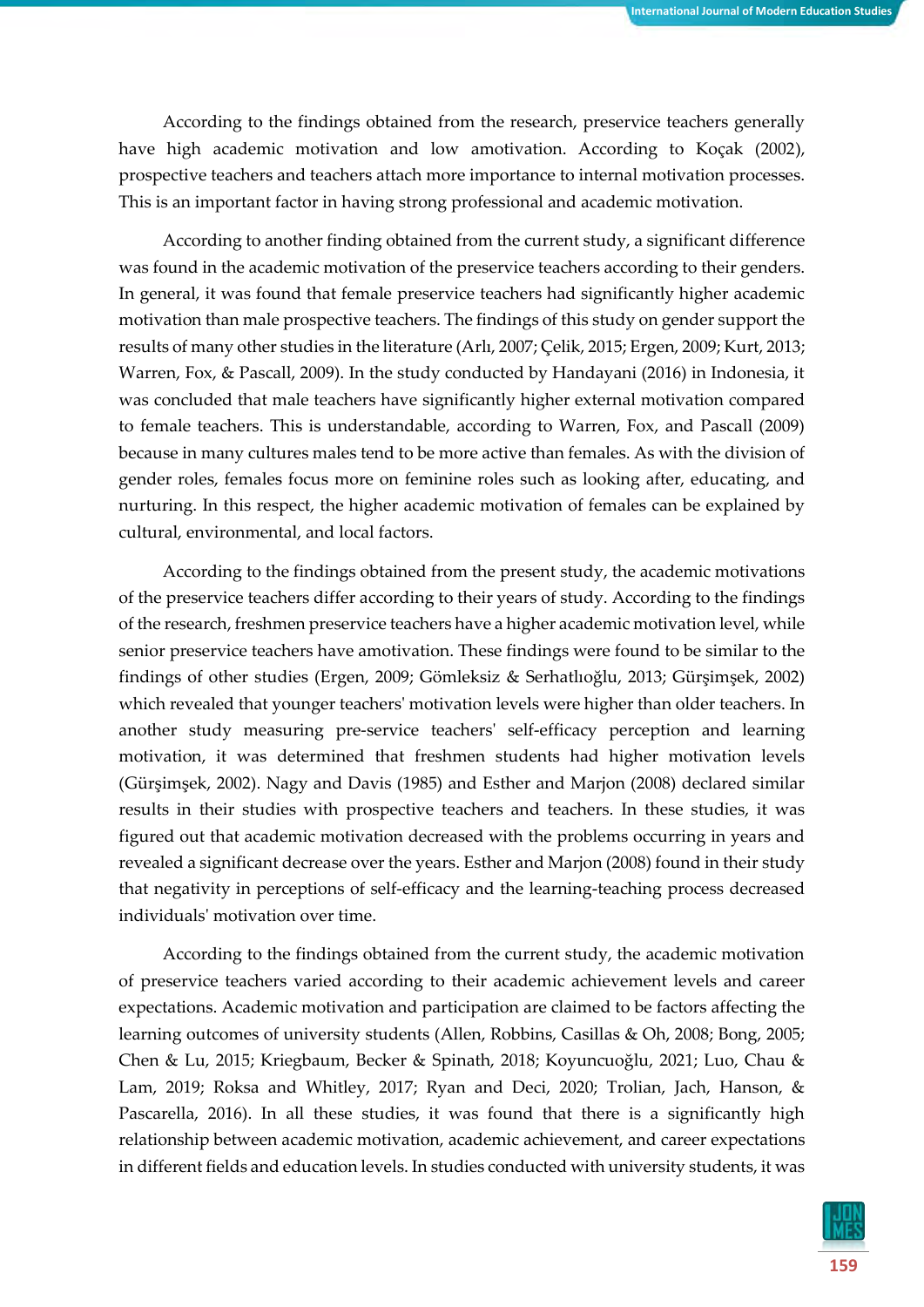According to the findings obtained from the research, preservice teachers generally have high academic motivation and low amotivation. According to Koçak (2002), prospective teachers and teachers attach more importance to internal motivation processes. This is an important factor in having strong professional and academic motivation.

According to another finding obtained from the current study, a significant difference was found in the academic motivation of the preservice teachers according to their genders. In general, it was found that female preservice teachers had significantly higher academic motivation than male prospective teachers. The findings of this study on gender support the results of many other studies in the literature (Arlı, 2007; Çelik, 2015; Ergen, 2009; Kurt, 2013; Warren, Fox, & Pascall, 2009). In the study conducted by Handayani (2016) in Indonesia, it was concluded that male teachers have significantly higher external motivation compared to female teachers. This is understandable, according to Warren, Fox, and Pascall (2009) because in many cultures males tend to be more active than females. As with the division of gender roles, females focus more on feminine roles such as looking after, educating, and nurturing. In this respect, the higher academic motivation of females can be explained by cultural, environmental, and local factors.

According to the findings obtained from the present study, the academic motivations of the preservice teachers differ according to their years of study. According to the findings of the research, freshmen preservice teachers have a higher academic motivation level, while senior preservice teachers have amotivation. These findings were found to be similar to the findings of other studies (Ergen, 2009; Gömleksiz & Serhatlıoğlu, 2013; Gürşimşek, 2002) which revealed that younger teachers' motivation levels were higher than older teachers. In another study measuring pre-service teachers' self-efficacy perception and learning motivation, it was determined that freshmen students had higher motivation levels (Gürşimşek, 2002). Nagy and Davis (1985) and Esther and Marjon (2008) declared similar results in their studies with prospective teachers and teachers. In these studies, it was figured out that academic motivation decreased with the problems occurring in years and revealed a significant decrease over the years. Esther and Marjon (2008) found in their study that negativity in perceptions of self-efficacy and the learning-teaching process decreased individuals' motivation over time.

According to the findings obtained from the current study, the academic motivation of preservice teachers varied according to their academic achievement levels and career expectations. Academic motivation and participation are claimed to be factors affecting the learning outcomes of university students (Allen, Robbins, Casillas & Oh, 2008; Bong, 2005; Chen & Lu, 2015; Kriegbaum, Becker & Spinath, 2018; Koyuncuoğlu, 2021; Luo, Chau & Lam, 2019; Roksa and Whitley, 2017; Ryan and Deci, 2020; Trolian, Jach, Hanson, & Pascarella, 2016). In all these studies, it was found that there is a significantly high relationship between academic motivation, academic achievement, and career expectations in different fields and education levels. In studies conducted with university students, it was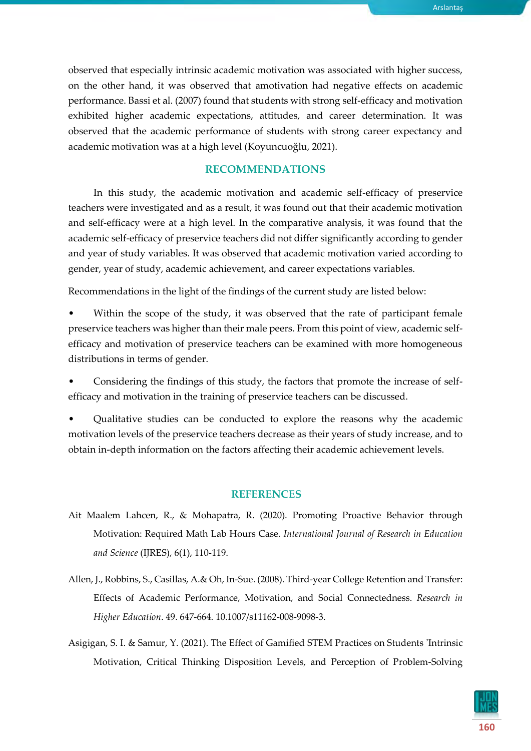observed that especially intrinsic academic motivation was associated with higher success, on the other hand, it was observed that amotivation had negative effects on academic performance. Bassi et al. (2007) found that students with strong self-efficacy and motivation exhibited higher academic expectations, attitudes, and career determination. It was observed that the academic performance of students with strong career expectancy and academic motivation was at a high level (Koyuncuoğlu, 2021).

## RECOMMENDATIONS

In this study, the academic motivation and academic self-efficacy of preservice teachers were investigated and as a result, it was found out that their academic motivation and self-efficacy were at a high level. In the comparative analysis, it was found that the academic self-efficacy of preservice teachers did not differ significantly according to gender and year of study variables. It was observed that academic motivation varied according to gender, year of study, academic achievement, and career expectations variables.

Recommendations in the light of the findings of the current study are listed below:

- Within the scope of the study, it was observed that the rate of participant female preservice teachers was higher than their male peers. From this point of view, academic self-efficacy and motivation of preservice teachers can be examined with more homogeneous distributions in terms of gender.
- Considering the findings of this study, the factors that promote the increase of self-efficacy and motivation in the training of preservice teachers can be discussed.
- Qualitative studies can be conducted to explore the reasons why the academic motivation levels of the preservice teachers decrease as their years of study increase, and to obtain in-depth information on the factors affecting their academic achievement levels.

## REFERENCES

Ait Maalem Lahcen, R., & Mohapatra, R. (2020). Promoting Proactive Behavior through Motivation: Required Math Lab Hours Case. *International Journal of Research in Education and Science* (IJRES), 6(1), 110-119.

Allen, J., Robbins, S., Casillas, A.& Oh, In-Sue. (2008). Third-year College Retention and Transfer: Effects of Academic Performance, Motivation, and Social Connectedness. *Research in Higher Education*. 49. 647-664. 10.1007/s11162-008-9098-3.

Asigigan, S. I. & Samur, Y. (2021). The Effect of Gamified STEM Practices on Students 'Intrinsic Motivation, Critical Thinking Disposition Levels, and Perception of Problem-Solving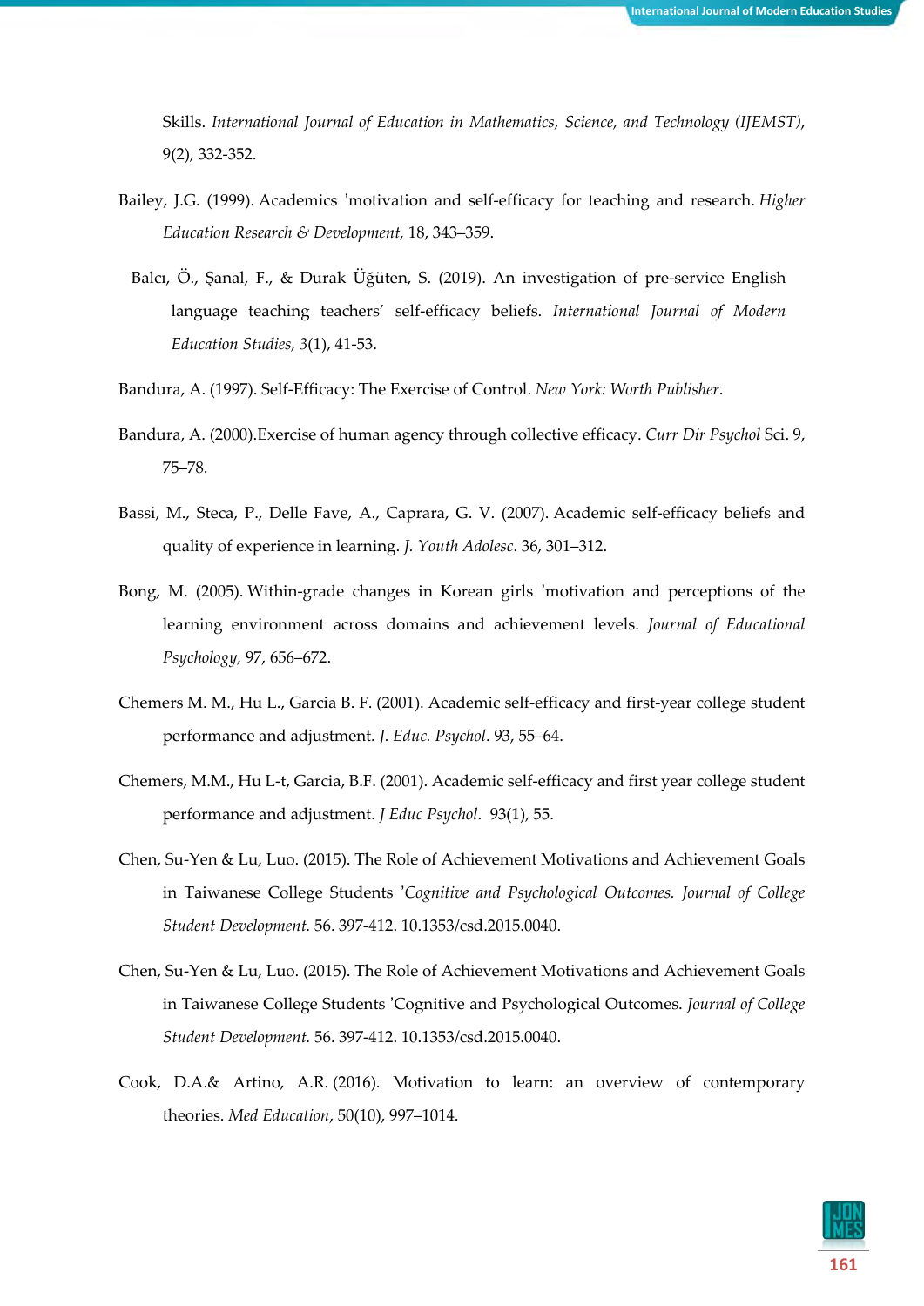Skills. *International Journal of Education in Mathematics, Science, and Technology (IJEMST)*, 9(2), 332-352.

Bailey, J.G. (1999). Academics 'motivation and self-efficacy for teaching and research. *Higher Education Research & Development*, 18, 343–359.

Balcı, Ö., Şanal, F., & Durak Üğüten, S. (2019). An investigation of pre-service English language teaching teachers' self-efficacy beliefs. *International Journal of Modern Education Studies, 3*(1), 41-53.

Bandura, A. (1997). Self-Efficacy: The Exercise of Control. *New York: Worth Publisher*.

Bandura, A. (2000).Exercise of human agency through collective efficacy. *Curr Dir Psychol* Sci. 9, 75–78.

Bassi, M., Steca, P., Delle Fave, A., Caprara, G. V. (2007). Academic self-efficacy beliefs and quality of experience in learning. *J. Youth Adolesc*. 36, 301–312.

Bong, M. (2005). Within-grade changes in Korean girls 'motivation and perceptions of the learning environment across domains and achievement levels. *Journal of Educational Psychology,* 97, 656–672.

Chemers M. M., Hu L., Garcia B. F. (2001). Academic self-efficacy and first-year college student performance and adjustment. *J. Educ. Psychol*. 93, 55–64.

Chemers, M.M., Hu L-t, Garcia, B.F. (2001). Academic self-efficacy and first year college student performance and adjustment. *J Educ Psychol*. 93(1), 55.

Chen, Su-Yen & Lu, Luo. (2015). The Role of Achievement Motivations and Achievement Goals in Taiwanese College Students '*Cognitive and Psychological Outcomes. Journal of College Student Development.* 56. 397-412. 10.1353/csd.2015.0040.

Chen, Su-Yen & Lu, Luo. (2015). The Role of Achievement Motivations and Achievement Goals in Taiwanese College Students 'Cognitive and Psychological Outcomes. *Journal of College Student Development.* 56. 397-412. 10.1353/csd.2015.0040.

Cook, D.A.& Artino, A.R. (2016). Motivation to learn: an overview of contemporary theories. *Med Education*, 50(10), 997–1014.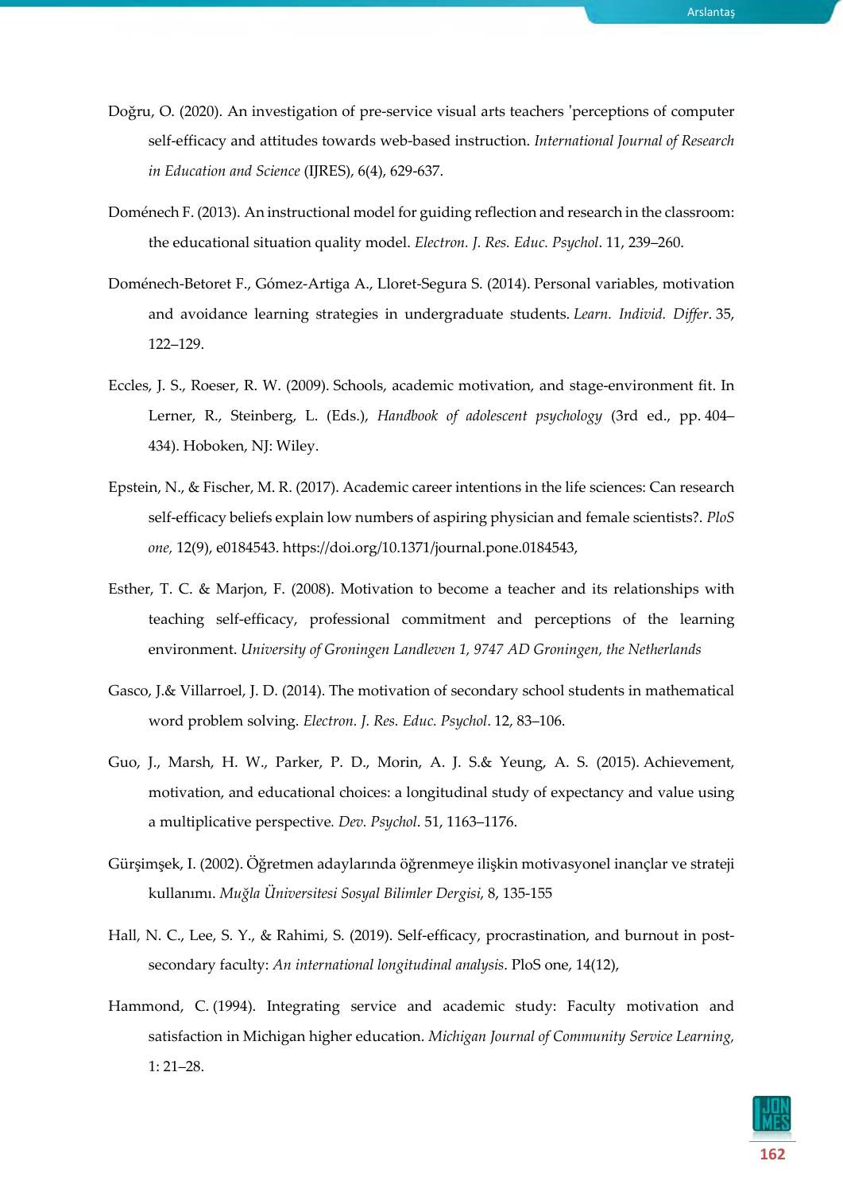Doğru, O. (2020). An investigation of pre-service visual arts teachers ʹperceptions of computer self-efficacy and attitudes towards web-based instruction. *International Journal of Research in Education and Science* (IJRES), 6(4), 629-637.

Doménech F. (2013). An instructional model for guiding reflection and research in the classroom: the educational situation quality model. *Electron. J. Res. Educ. Psychol*. 11, 239–260.

Doménech-Betoret F., Gómez-Artiga A., Lloret-Segura S. (2014). Personal variables, motivation and avoidance learning strategies in undergraduate students. *Learn. Individ. Differ*. 35, 122–129.

Eccles, J. S., Roeser, R. W. (2009). Schools, academic motivation, and stage-environment fit. In Lerner, R., Steinberg, L. (Eds.), *Handbook of adolescent psychology* (3rd ed., pp. 404–434). Hoboken, NJ: Wiley.

Epstein, N., & Fischer, M. R. (2017). Academic career intentions in the life sciences: Can research self-efficacy beliefs explain low numbers of aspiring physician and female scientists?. *PloS one,* 12(9), e0184543. https://doi.org/10.1371/journal.pone.0184543,

Esther, T. C. & Marjon, F. (2008). Motivation to become a teacher and its relationships with teaching self-efficacy, professional commitment and perceptions of the learning environment. *University of Groningen Landleven 1, 9747 AD Groningen, the Netherlands*

Gasco, J.& Villarroel, J. D. (2014). The motivation of secondary school students in mathematical word problem solving. *Electron. J. Res. Educ. Psychol*. 12, 83–106.

Guo, J., Marsh, H. W., Parker, P. D., Morin, A. J. S.& Yeung, A. S. (2015). Achievement, motivation, and educational choices: a longitudinal study of expectancy and value using a multiplicative perspective*. Dev. Psychol*. 51, 1163–1176.

Gürşimşek, I. (2002). Öğretmen adaylarında öğrenmeye ilişkin motivasyonel inançlar ve strateji kullanımı. *Muğla Üniversitesi Sosyal Bilimler Dergisi,* 8, 135-155

Hall, N. C., Lee, S. Y., & Rahimi, S. (2019). Self-efficacy, procrastination, and burnout in post-secondary faculty: *An international longitudinal analysis*. PloS one, 14(12),

Hammond, C. (1994). Integrating service and academic study: Faculty motivation and satisfaction in Michigan higher education. *Michigan Journal of Community Service Learning,* 1: 21–28.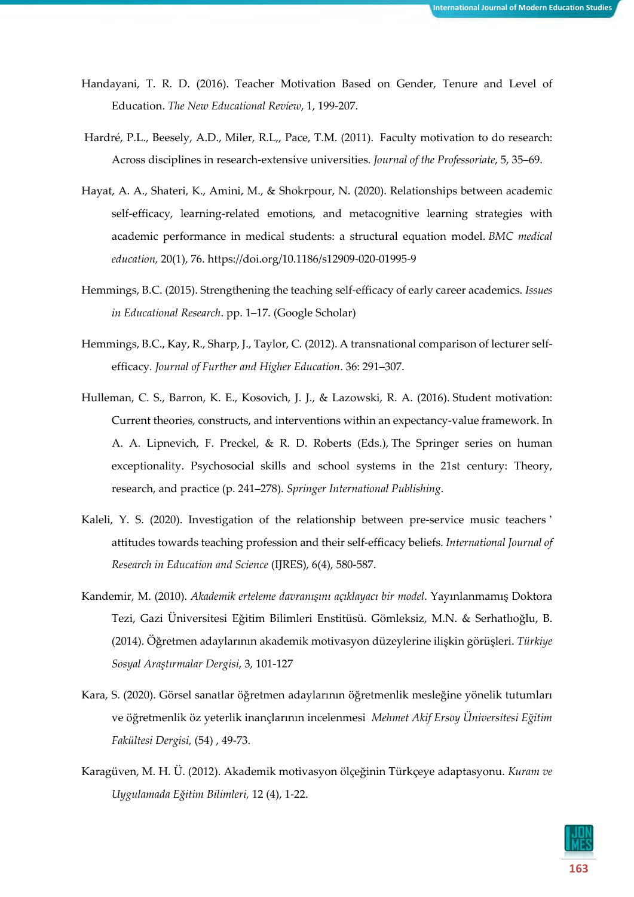Handayani, T. R. D. (2016). Teacher Motivation Based on Gender, Tenure and Level of Education. *The New Educational Review*, 1, 199-207.

Hardré, P.L., Beesely, A.D., Miler, R.L,, Pace, T.M. (2011). Faculty motivation to do research: Across disciplines in research-extensive universities. *Journal of the Professoriate*, 5, 35–69.

Hayat, A. A., Shateri, K., Amini, M., & Shokrpour, N. (2020). Relationships between academic self-efficacy, learning-related emotions, and metacognitive learning strategies with academic performance in medical students: a structural equation model. *BMC medical education,* 20(1), 76. https://doi.org/10.1186/s12909-020-01995-9

Hemmings, B.C. (2015). Strengthening the teaching self-efficacy of early career academics. *Issues in Educational Research*. pp. 1–17. (Google Scholar)

Hemmings, B.C., Kay, R., Sharp, J., Taylor, C. (2012). A transnational comparison of lecturer self-efficacy. *Journal of Further and Higher Education*. 36: 291–307.

Hulleman, C. S., Barron, K. E., Kosovich, J. J., & Lazowski, R. A. (2016). Student motivation: Current theories, constructs, and interventions within an expectancy-value framework. In A. A. Lipnevich, F. Preckel, & R. D. Roberts (Eds.), The Springer series on human exceptionality. Psychosocial skills and school systems in the 21st century: Theory, research, and practice (p. 241–278). *Springer International Publishing*.

Kaleli, Y. S. (2020). Investigation of the relationship between pre-service music teachers' attitudes towards teaching profession and their self-efficacy beliefs. *International Journal of Research in Education and Science* (IJRES), 6(4), 580-587.

Kandemir, M. (2010). *Akademik erteleme davranışını açıklayacı bir model*. Yayınlanmamış Doktora Tezi, Gazi Üniversitesi Eğitim Bilimleri Enstitüsü. Gömleksiz, M.N. & Serhatlıoğlu, B. (2014). Öğretmen adaylarının akademik motivasyon düzeylerine ilişkin görüşleri. *Türkiye Sosyal Araştırmalar Dergisi*, 3, 101-127

Kara, S. (2020). Görsel sanatlar öğretmen adaylarının öğretmenlik mesleğine yönelik tutumları ve öğretmenlik öz yeterlik inançlarının incelenmesi *Mehmet Akif Ersoy Üniversitesi Eğitim Fakültesi Dergisi*, (54) , 49-73.

Karagüven, M. H. Ü. (2012). Akademik motivasyon ölçeğinin Türkçeye adaptasyonu. *Kuram ve Uygulamada Eğitim Bilimleri,* 12 (4), 1-22.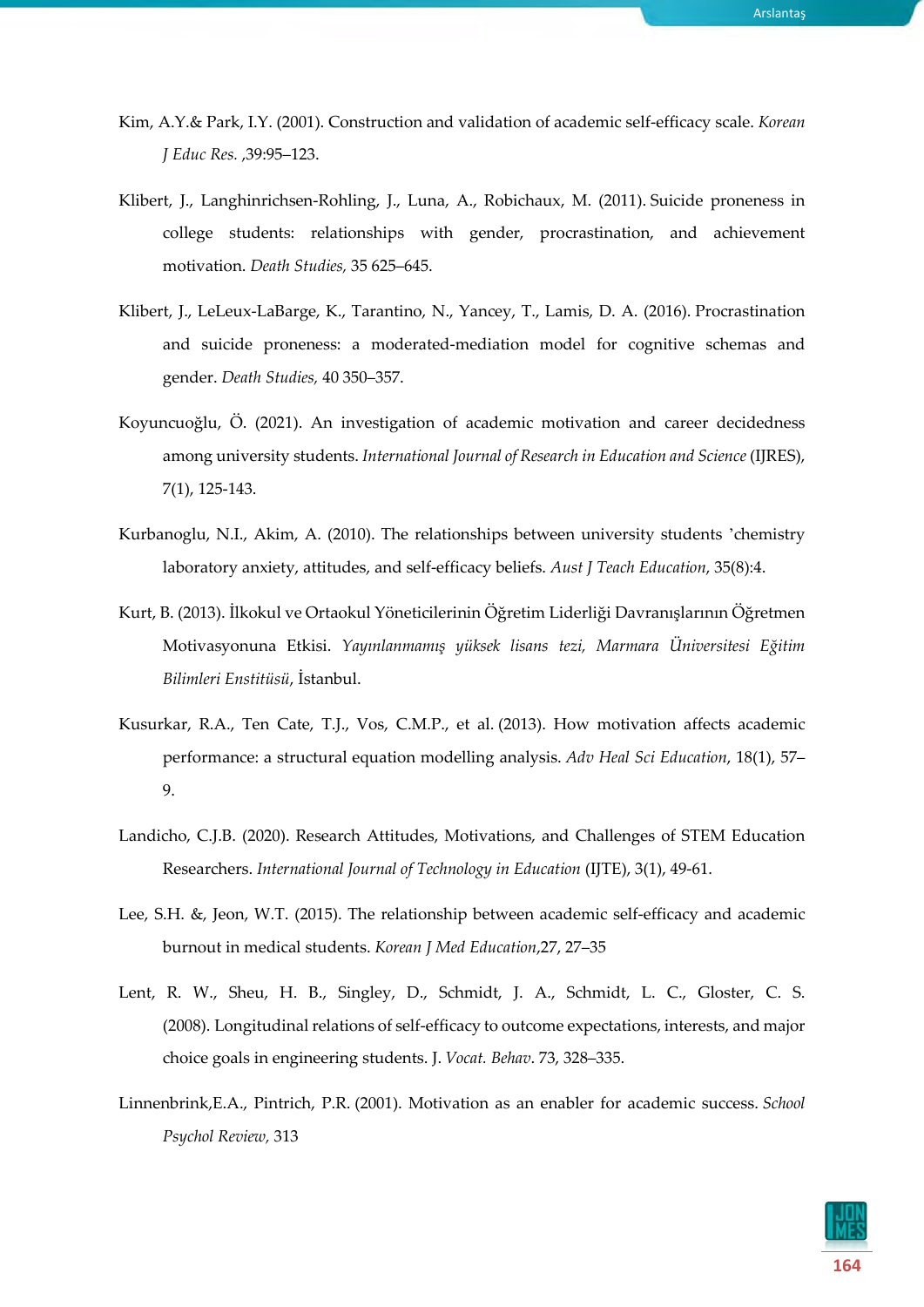Kim, A.Y.& Park, I.Y. (2001). Construction and validation of academic self-efficacy scale. *Korean J Educ Res.* ,39:95–123.

Klibert, J., Langhinrichsen-Rohling, J., Luna, A., Robichaux, M. (2011). Suicide proneness in college students: relationships with gender, procrastination, and achievement motivation. *Death Studies,* 35 625–645.

Klibert, J., LeLeux-LaBarge, K., Tarantino, N., Yancey, T., Lamis, D. A. (2016). Procrastination and suicide proneness: a moderated-mediation model for cognitive schemas and gender. *Death Studies,* 40 350–357.

Koyuncuoğlu, Ö. (2021). An investigation of academic motivation and career decidedness among university students. *International Journal of Research in Education and Science* (IJRES), 7(1), 125-143.

Kurbanoglu, N.I., Akim, A. (2010). The relationships between university students 'chemistry laboratory anxiety, attitudes, and self-efficacy beliefs. *Aust J Teach Education*, 35(8):4.

Kurt, B. (2013). İlkokul ve Ortaokul Yöneticilerinin Öğretim Liderliği Davranışlarının Öğretmen Motivasyonuna Etkisi. *Yayınlanmamış yüksek lisans tezi, Marmara Üniversitesi Eğitim Bilimleri Enstitüsü*, İstanbul.

Kusurkar, R.A., Ten Cate, T.J., Vos, C.M.P., et al. (2013). How motivation affects academic performance: a structural equation modelling analysis. *Adv Heal Sci Education*, 18(1), 57–9.

Landicho, C.J.B. (2020). Research Attitudes, Motivations, and Challenges of STEM Education Researchers. *International Journal of Technology in Education* (IJTE), 3(1), 49-61.

Lee, S.H. &, Jeon, W.T. (2015). The relationship between academic self-efficacy and academic burnout in medical students. *Korean J Med Education*,27, 27–35

Lent, R. W., Sheu, H. B., Singley, D., Schmidt, J. A., Schmidt, L. C., Gloster, C. S. (2008). Longitudinal relations of self-efficacy to outcome expectations, interests, and major choice goals in engineering students. J. *Vocat. Behav*. 73, 328–335.

Linnenbrink,E.A., Pintrich, P.R. (2001). Motivation as an enabler for academic success. *School Psychol Review,* 313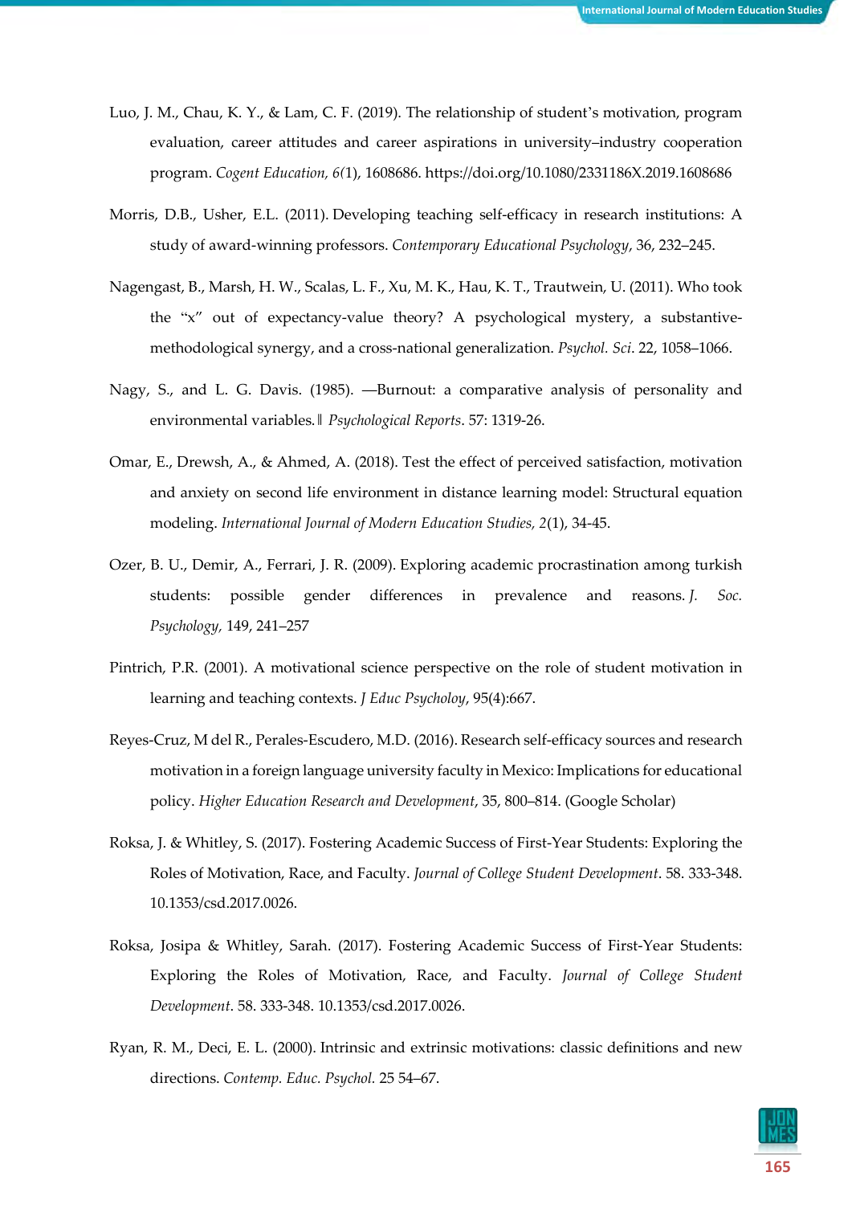Luo, J. M., Chau, K. Y., & Lam, C. F. (2019). The relationship of student's motivation, program evaluation, career attitudes and career aspirations in university–industry cooperation program. *Cogent Education, 6*(1), 1608686. https://doi.org/10.1080/2331186X.2019.1608686

Morris, D.B., Usher, E.L. (2011). Developing teaching self-efficacy in research institutions: A study of award-winning professors. *Contemporary Educational Psychology*, 36, 232–245.

Nagengast, B., Marsh, H. W., Scalas, L. F., Xu, M. K., Hau, K. T., Trautwein, U. (2011). Who took the "x" out of expectancy-value theory? A psychological mystery, a substantive-methodological synergy, and a cross-national generalization. *Psychol. Sci*. 22, 1058–1066.

Nagy, S., and L. G. Davis. (1985). ―Burnout: a comparative analysis of personality and environmental variables.‖ *Psychological Reports*. 57: 1319-26.

Omar, E., Drewsh, A., & Ahmed, A. (2018). Test the effect of perceived satisfaction, motivation and anxiety on second life environment in distance learning model: Structural equation modeling. *International Journal of Modern Education Studies, 2*(1), 34-45.

Ozer, B. U., Demir, A., Ferrari, J. R. (2009). Exploring academic procrastination among turkish students: possible gender differences in prevalence and reasons. *J. Soc. Psychology*, 149, 241–257

Pintrich, P.R. (2001). A motivational science perspective on the role of student motivation in learning and teaching contexts. *J Educ Psycholoy*, 95(4):667.

Reyes-Cruz, M del R., Perales-Escudero, M.D. (2016). Research self-efficacy sources and research motivation in a foreign language university faculty in Mexico: Implications for educational policy. *Higher Education Research and Development*, 35, 800–814. (Google Scholar)

Roksa, J. & Whitley, S. (2017). Fostering Academic Success of First-Year Students: Exploring the Roles of Motivation, Race, and Faculty. *Journal of College Student Development*. 58. 333-348. 10.1353/csd.2017.0026.

Roksa, Josipa & Whitley, Sarah. (2017). Fostering Academic Success of First-Year Students: Exploring the Roles of Motivation, Race, and Faculty. *Journal of College Student Development*. 58. 333-348. 10.1353/csd.2017.0026.

Ryan, R. M., Deci, E. L. (2000). Intrinsic and extrinsic motivations: classic definitions and new directions. *Contemp. Educ. Psychol.* 25 54–67.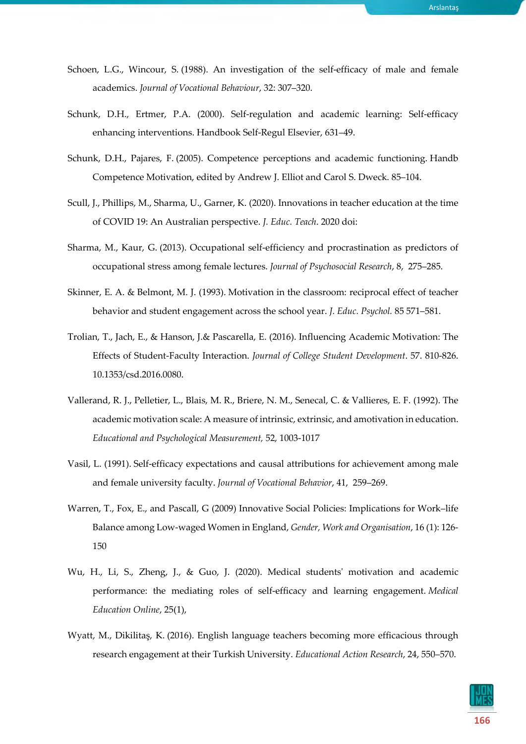Schoen, L.G., Wincour, S. (1988). An investigation of the self-efficacy of male and female academics. *Journal of Vocational Behaviour*, 32: 307–320.

Schunk, D.H., Ertmer, P.A. (2000). Self-regulation and academic learning: Self-efficacy enhancing interventions. Handbook Self-Regul Elsevier, 631–49.

Schunk, D.H., Pajares, F. (2005). Competence perceptions and academic functioning. Handb Competence Motivation, edited by Andrew J. Elliot and Carol S. Dweck. 85–104.

Scull, J., Phillips, M., Sharma, U., Garner, K. (2020). Innovations in teacher education at the time of COVID 19: An Australian perspective. *J. Educ. Teach*. 2020 doi:

Sharma, M., Kaur, G. (2013). Occupational self-efficiency and procrastination as predictors of occupational stress among female lectures. *Journal of Psychosocial Research*, 8, 275–285.

Skinner, E. A. & Belmont, M. J. (1993). Motivation in the classroom: reciprocal effect of teacher behavior and student engagement across the school year. *J. Educ. Psychol.* 85 571–581.

Trolian, T., Jach, E., & Hanson, J.& Pascarella, E. (2016). Influencing Academic Motivation: The Effects of Student-Faculty Interaction. *Journal of College Student Development*. 57. 810-826. 10.1353/csd.2016.0080.

Vallerand, R. J., Pelletier, L., Blais, M. R., Briere, N. M., Senecal, C. & Vallieres, E. F. (1992). The academic motivation scale: A measure of intrinsic, extrinsic, and amotivation in education. *Educational and Psychological Measurement,* 52, 1003-1017

Vasil, L. (1991). Self-efficacy expectations and causal attributions for achievement among male and female university faculty. *Journal of Vocational Behavior*, 41, 259–269.

Warren, T., Fox, E., and Pascall, G (2009) Innovative Social Policies: Implications for Work–life Balance among Low-waged Women in England, *Gender, Work and Organisation*, 16 (1): 126-150

Wu, H., Li, S., Zheng, J., & Guo, J. (2020). Medical students' motivation and academic performance: the mediating roles of self-efficacy and learning engagement. *Medical Education Online*, 25(1),

Wyatt, M., Dikilitaş, K. (2016). English language teachers becoming more efficacious through research engagement at their Turkish University. *Educational Action Research*, 24, 550–570.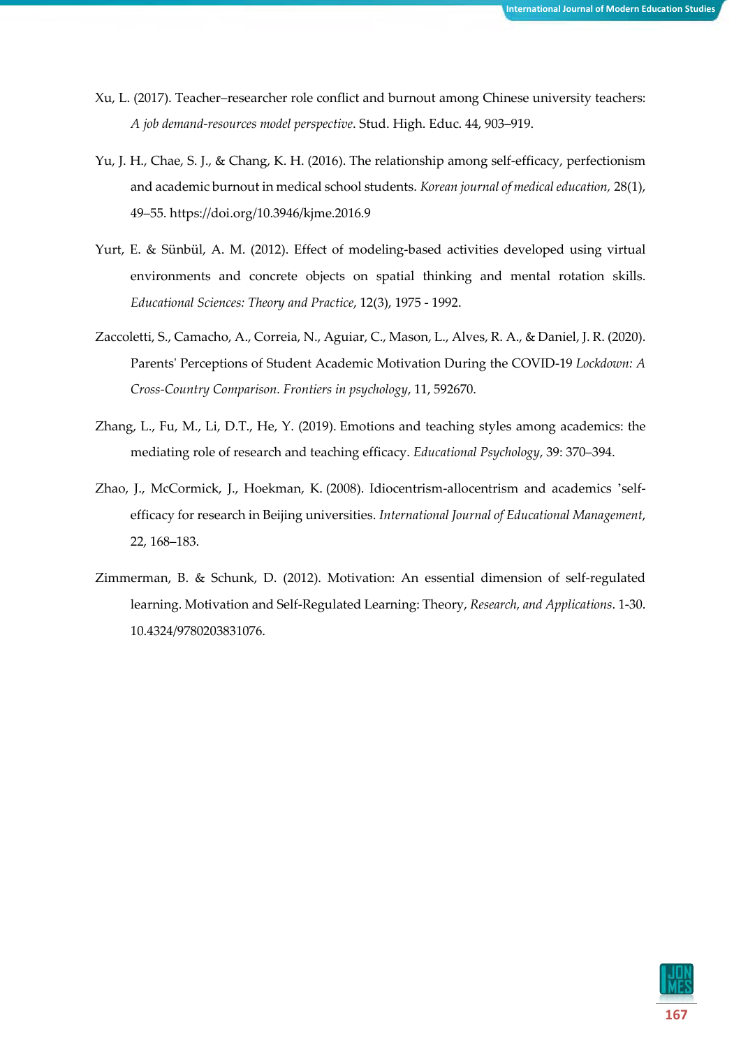Xu, L. (2017). Teacher–researcher role conflict and burnout among Chinese university teachers: *A job demand-resources model perspective*. Stud. High. Educ. 44, 903–919.

Yu, J. H., Chae, S. J., & Chang, K. H. (2016). The relationship among self-efficacy, perfectionism and academic burnout in medical school students. *Korean journal of medical education,* 28(1), 49–55. https://doi.org/10.3946/kjme.2016.9

Yurt, E. & Sünbül, A. M. (2012). Effect of modeling-based activities developed using virtual environments and concrete objects on spatial thinking and mental rotation skills. *Educational Sciences: Theory and Practice*, 12(3), 1975 - 1992.

Zaccoletti, S., Camacho, A., Correia, N., Aguiar, C., Mason, L., Alves, R. A., & Daniel, J. R. (2020). Parents' Perceptions of Student Academic Motivation During the COVID-19 *Lockdown: A Cross-Country Comparison. Frontiers in psychology*, 11, 592670.

Zhang, L., Fu, M., Li, D.T., He, Y. (2019). Emotions and teaching styles among academics: the mediating role of research and teaching efficacy. *Educational Psychology*, 39: 370–394.

Zhao, J., McCormick, J., Hoekman, K. (2008). Idiocentrism-allocentrism and academics 'self-efficacy for research in Beijing universities. *International Journal of Educational Management*, 22, 168–183.

Zimmerman, B. & Schunk, D. (2012). Motivation: An essential dimension of self-regulated learning. Motivation and Self-Regulated Learning: Theory, *Research, and Applications*. 1-30. 10.4324/9780203831076.